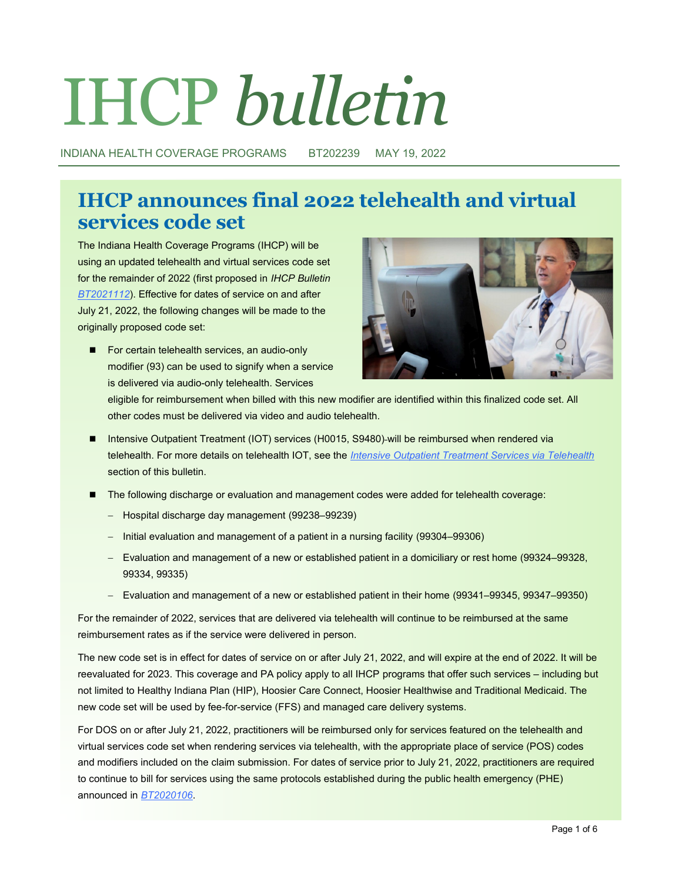# IHCP *bulletin*

INDIANA HEALTH COVERAGE PROGRAMS BT202239 MAY 19, 2022

## IHCP announces final 2022 telehealth and virtual services code set

The Indiana Health Coverage Programs (IHCP) will be using an updated telehealth and virtual services code set for the remainder of 2022 (first proposed in *IHCP Bulletin [BT2021112](BT2021112)*). Effective for dates of service on and after July 21, 2022, the following changes will be made to the originally proposed code set:

- For certain telehealth services, an audio-only modifier (93) can be used to signify when a service is delivered via audio-only telehealth. Services eligible for reimbursement when billed with this new modifier are identified within this finalized code set. All other codes must be delivered via video and audio telehealth.
- Intensive Outpatient Treatment (IOT) services (H0015, S9480)-will be reimbursed when rendered via telehealth. For more details on telehealth IOT, see the *Intensive Outpatient Treatment Services via Telehealth* section of this bulletin.
- The following discharge or evaluation and management codes were added for telehealth coverage:
  - Hospital discharge day management (99238–99239)
  - Initial evaluation and management of a patient in a nursing facility (99304–99306)
  - Evaluation and management of a new or established patient in a domiciliary or rest home (99324–99328, 99334, 99335)
  - Evaluation and management of a new or established patient in their home (99341–99345, 99347–99350)

For the remainder of 2022, services that are delivered via telehealth will continue to be reimbursed at the same reimbursement rates as if the service were delivered in person.

The new code set is in effect for dates of service on or after July 21, 2022, and will expire at the end of 2022. It will be reevaluated for 2023. This coverage and PA policy apply to all IHCP programs that offer such services – including but not limited to Healthy Indiana Plan (HIP), Hoosier Care Connect, Hoosier Healthwise and Traditional Medicaid. The new code set will be used by fee-for-service (FFS) and managed care delivery systems.

For DOS on or after July 21, 2022, practitioners will be reimbursed only for services featured on the telehealth and virtual services code set when rendering services via telehealth, with the appropriate place of service (POS) codes and modifiers included on the claim submission. For dates of service prior to July 21, 2022, practitioners are required to continue to bill for services using the same protocols established during the public health emergency (PHE) announced in *BT2020106*.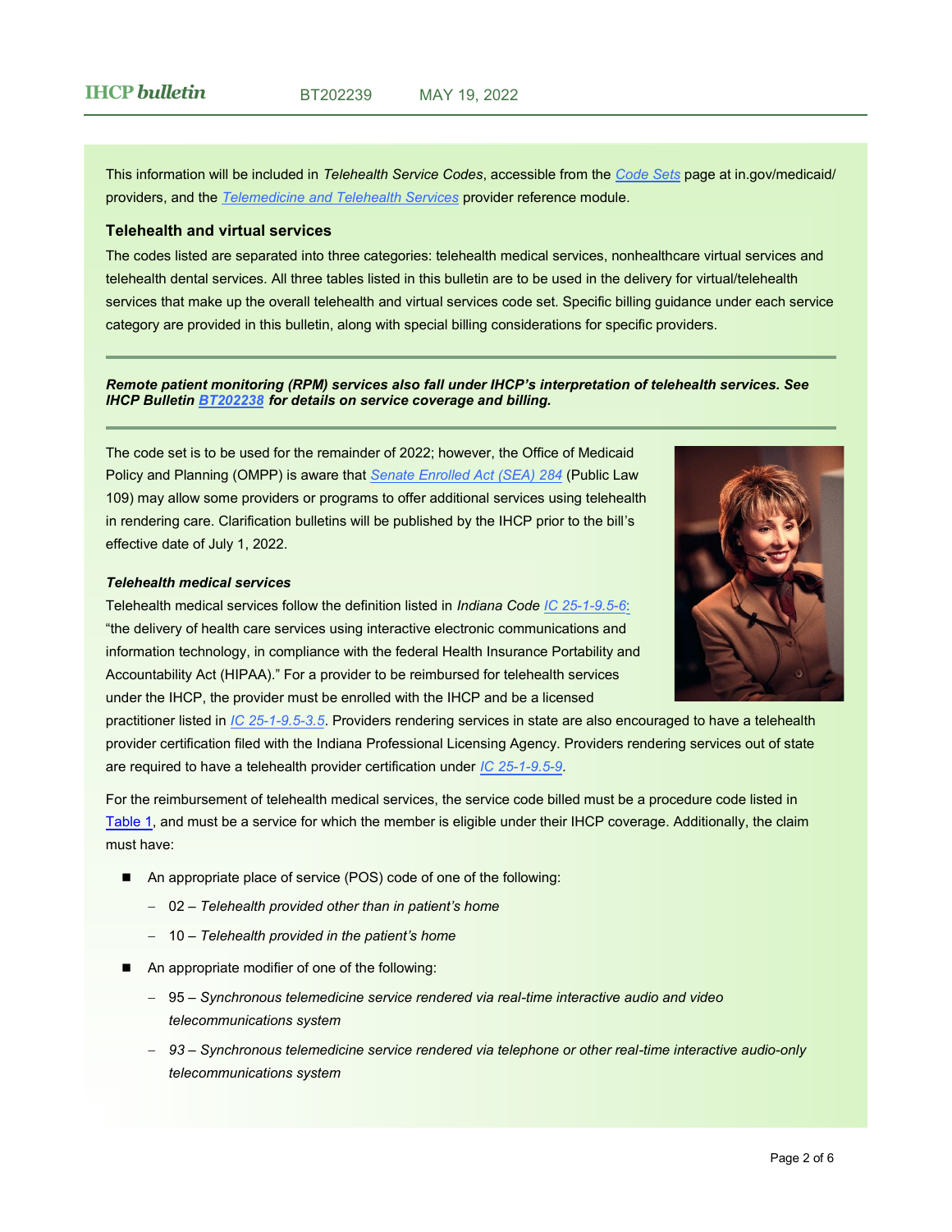This information will be included in *Telehealth Service Codes*, accessible from the [Code Sets](#) page at in.gov/medicaid/providers, and the [Telemedicine and Telehealth Services](#) provider reference module.

### Telehealth and virtual services

The codes listed are separated into three categories: telehealth medical services, nonhealthcare virtual services and telehealth dental services. All three tables listed in this bulletin are to be used in the delivery for virtual/telehealth services that make up the overall telehealth and virtual services code set. Specific billing guidance under each service category are provided in this bulletin, along with special billing considerations for specific providers.

***Remote patient monitoring (RPM) services also fall under IHCP's interpretation of telehealth services. See IHCP Bulletin [BT202238](#) for details on service coverage and billing.***

The code set is to be used for the remainder of 2022; however, the Office of Medicaid Policy and Planning (OMPP) is aware that *[Senate Enrolled Act (SEA) 284](#)* (Public Law 109) may allow some providers or programs to offer additional services using telehealth in rendering care. Clarification bulletins will be published by the IHCP prior to the bill's effective date of July 1, 2022.

#### *Telehealth medical services*

Telehealth medical services follow the definition listed in *Indiana Code [IC 25-1-9.5-6](#)*: "the delivery of health care services using interactive electronic communications and information technology, in compliance with the federal Health Insurance Portability and Accountability Act (HIPAA)." For a provider to be reimbursed for telehealth services under the IHCP, the provider must be enrolled with the IHCP and be a licensed practitioner listed in [IC 25-1-9.5-3.5](#). Providers rendering services in state are also encouraged to have a telehealth provider certification filed with the Indiana Professional Licensing Agency. Providers rendering services out of state are required to have a telehealth provider certification under [IC 25-1-9.5-9](#).

For the reimbursement of telehealth medical services, the service code billed must be a procedure code listed in [Table 1](#), and must be a service for which the member is eligible under their IHCP coverage. Additionally, the claim must have:

- An appropriate place of service (POS) code of one of the following:
  - 02 – *Telehealth provided other than in patient's home*
  - 10 – *Telehealth provided in the patient's home*
- An appropriate modifier of one of the following:
  - 95 – *Synchronous telemedicine service rendered via real-time interactive audio and video telecommunications system*
  - *93 – Synchronous telemedicine service rendered via telephone or other real-time interactive audio-only telecommunications system*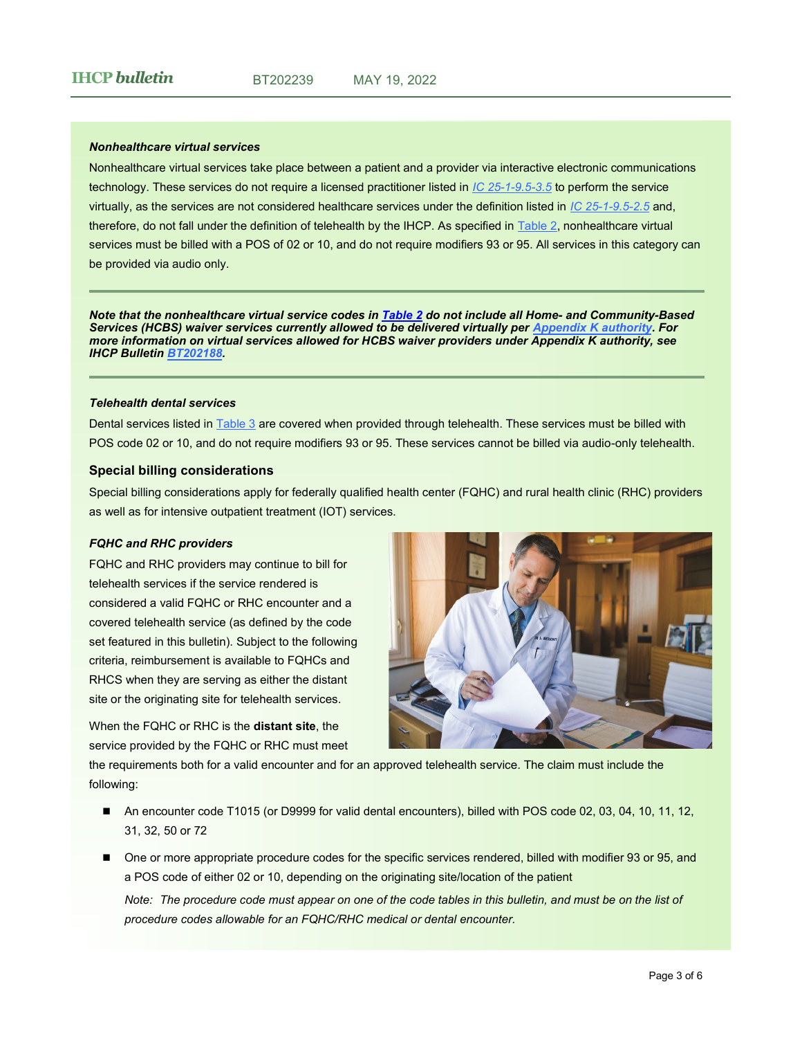### *Nonhealthcare virtual services*

Nonhealthcare virtual services take place between a patient and a provider via interactive electronic communications technology. These services do not require a licensed practitioner listed in *IC 25-1-9.5-3.5* to perform the service virtually, as the services are not considered healthcare services under the definition listed in *IC 25-1-9.5-2.5* and, therefore, do not fall under the definition of telehealth by the IHCP. As specified in Table 2, nonhealthcare virtual services must be billed with a POS of 02 or 10, and do not require modifiers 93 or 95. All services in this category can be provided via audio only.

---

***Note that the nonhealthcare virtual service codes in Table 2 do not include all Home- and Community-Based Services (HCBS) waiver services currently allowed to be delivered virtually per Appendix K authority. For more information on virtual services allowed for HCBS waiver providers under Appendix K authority, see IHCP Bulletin BT202188.***

---

### *Telehealth dental services*

Dental services listed in Table 3 are covered when provided through telehealth. These services must be billed with POS code 02 or 10, and do not require modifiers 93 or 95. These services cannot be billed via audio-only telehealth.

## Special billing considerations

Special billing considerations apply for federally qualified health center (FQHC) and rural health clinic (RHC) providers as well as for intensive outpatient treatment (IOT) services.

### *FQHC and RHC providers*

FQHC and RHC providers may continue to bill for telehealth services if the service rendered is considered a valid FQHC or RHC encounter and a covered telehealth service (as defined by the code set featured in this bulletin). Subject to the following criteria, reimbursement is available to FQHCs and RHCS when they are serving as either the distant site or the originating site for telehealth services.

When the FQHC or RHC is the **distant site**, the service provided by the FQHC or RHC must meet the requirements both for a valid encounter and for an approved telehealth service. The claim must include the following:

- An encounter code T1015 (or D9999 for valid dental encounters), billed with POS code 02, 03, 04, 10, 11, 12, 31, 32, 50 or 72
- One or more appropriate procedure codes for the specific services rendered, billed with modifier 93 or 95, and a POS code of either 02 or 10, depending on the originating site/location of the patient

  *Note: The procedure code must appear on one of the code tables in this bulletin, and must be on the list of procedure codes allowable for an FQHC/RHC medical or dental encounter.*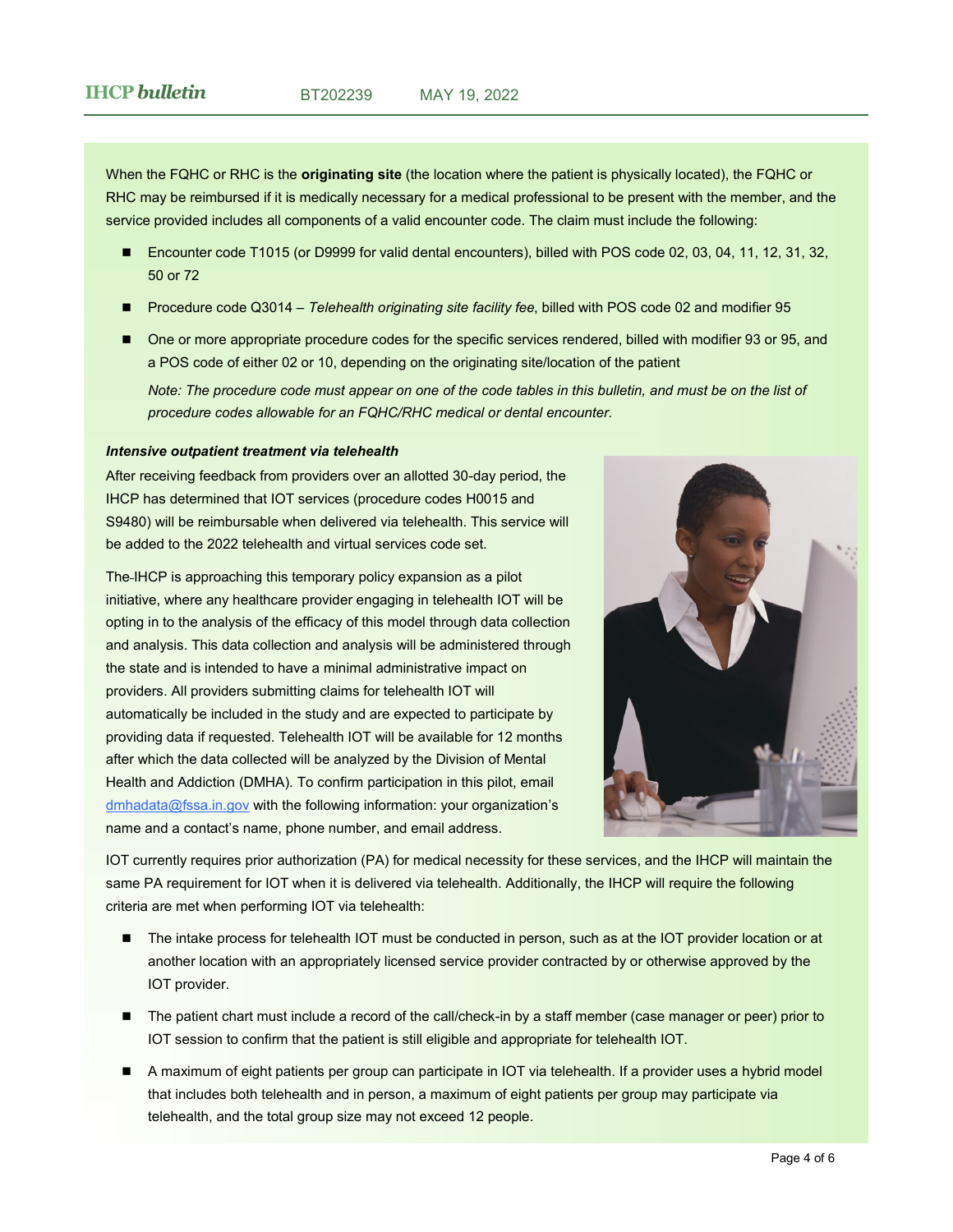When the FQHC or RHC is the **originating site** (the location where the patient is physically located), the FQHC or RHC may be reimbursed if it is medically necessary for a medical professional to be present with the member, and the service provided includes all components of a valid encounter code. The claim must include the following:

- Encounter code T1015 (or D9999 for valid dental encounters), billed with POS code 02, 03, 04, 11, 12, 31, 32, 50 or 72
- Procedure code Q3014 – *Telehealth originating site facility fee*, billed with POS code 02 and modifier 95
- One or more appropriate procedure codes for the specific services rendered, billed with modifier 93 or 95, and a POS code of either 02 or 10, depending on the originating site/location of the patient

  *Note: The procedure code must appear on one of the code tables in this bulletin, and must be on the list of procedure codes allowable for an FQHC/RHC medical or dental encounter.*

***Intensive outpatient treatment via telehealth***

After receiving feedback from providers over an allotted 30-day period, the IHCP has determined that IOT services (procedure codes H0015 and S9480) will be reimbursable when delivered via telehealth. This service will be added to the 2022 telehealth and virtual services code set.

The IHCP is approaching this temporary policy expansion as a pilot initiative, where any healthcare provider engaging in telehealth IOT will be opting in to the analysis of the efficacy of this model through data collection and analysis. This data collection and analysis will be administered through the state and is intended to have a minimal administrative impact on providers. All providers submitting claims for telehealth IOT will automatically be included in the study and are expected to participate by providing data if requested. Telehealth IOT will be available for 12 months after which the data collected will be analyzed by the Division of Mental Health and Addiction (DMHA). To confirm participation in this pilot, email dmhadata@fssa.in.gov with the following information: your organization's name and a contact's name, phone number, and email address.

IOT currently requires prior authorization (PA) for medical necessity for these services, and the IHCP will maintain the same PA requirement for IOT when it is delivered via telehealth. Additionally, the IHCP will require the following criteria are met when performing IOT via telehealth:

- The intake process for telehealth IOT must be conducted in person, such as at the IOT provider location or at another location with an appropriately licensed service provider contracted by or otherwise approved by the IOT provider.
- The patient chart must include a record of the call/check-in by a staff member (case manager or peer) prior to IOT session to confirm that the patient is still eligible and appropriate for telehealth IOT.
- A maximum of eight patients per group can participate in IOT via telehealth. If a provider uses a hybrid model that includes both telehealth and in person, a maximum of eight patients per group may participate via telehealth, and the total group size may not exceed 12 people.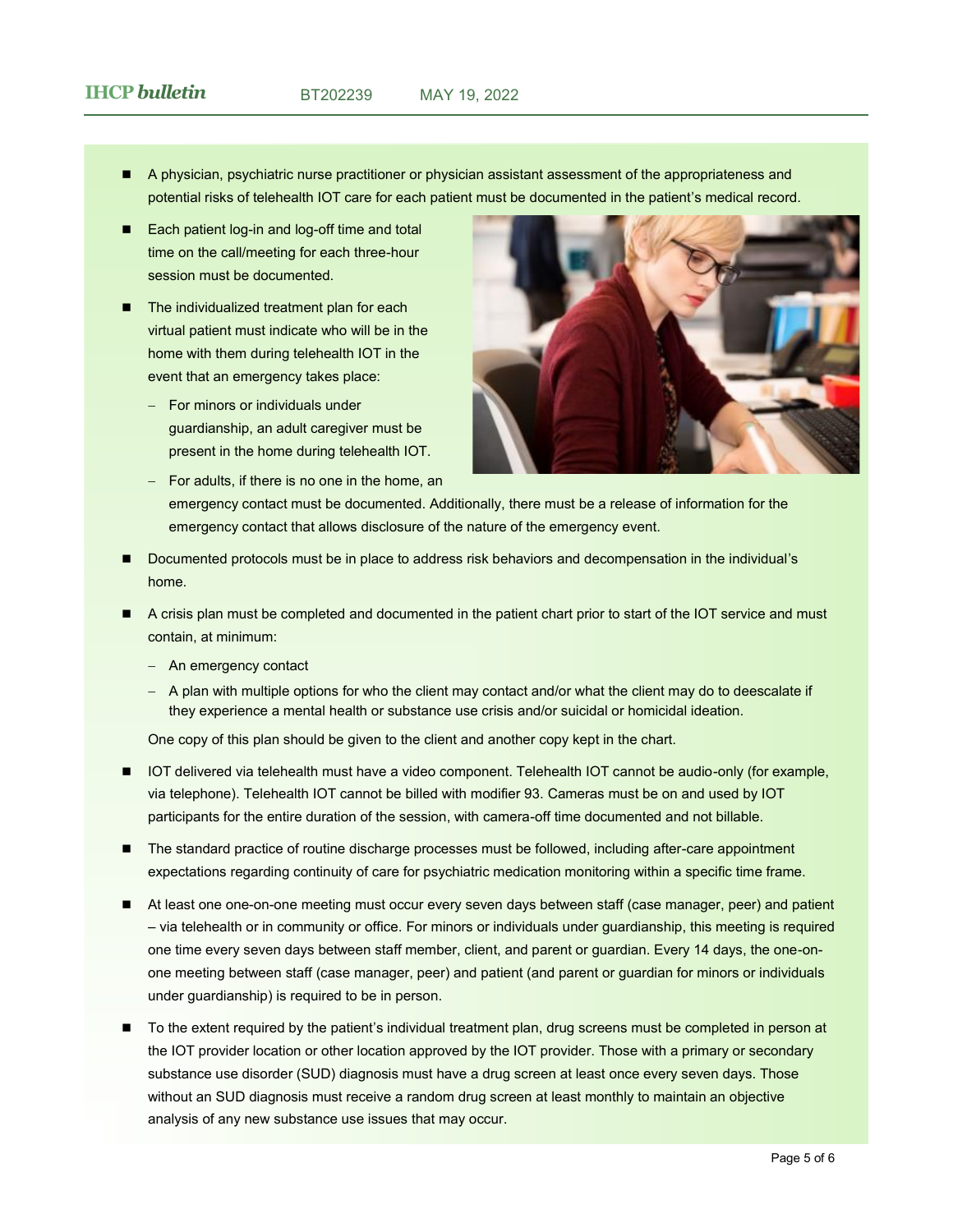- A physician, psychiatric nurse practitioner or physician assistant assessment of the appropriateness and potential risks of telehealth IOT care for each patient must be documented in the patient's medical record.
- Each patient log-in and log-off time and total time on the call/meeting for each three-hour session must be documented.
- The individualized treatment plan for each virtual patient must indicate who will be in the home with them during telehealth IOT in the event that an emergency takes place:
  - For minors or individuals under guardianship, an adult caregiver must be present in the home during telehealth IOT.
  - For adults, if there is no one in the home, an emergency contact must be documented. Additionally, there must be a release of information for the emergency contact that allows disclosure of the nature of the emergency event.
- Documented protocols must be in place to address risk behaviors and decompensation in the individual's home.
- A crisis plan must be completed and documented in the patient chart prior to start of the IOT service and must contain, at minimum:
  - An emergency contact
  - A plan with multiple options for who the client may contact and/or what the client may do to deescalate if they experience a mental health or substance use crisis and/or suicidal or homicidal ideation.

  One copy of this plan should be given to the client and another copy kept in the chart.
- IOT delivered via telehealth must have a video component. Telehealth IOT cannot be audio-only (for example, via telephone). Telehealth IOT cannot be billed with modifier 93. Cameras must be on and used by IOT participants for the entire duration of the session, with camera-off time documented and not billable.
- The standard practice of routine discharge processes must be followed, including after-care appointment expectations regarding continuity of care for psychiatric medication monitoring within a specific time frame.
- At least one one-on-one meeting must occur every seven days between staff (case manager, peer) and patient – via telehealth or in community or office. For minors or individuals under guardianship, this meeting is required one time every seven days between staff member, client, and parent or guardian. Every 14 days, the one-on-one meeting between staff (case manager, peer) and patient (and parent or guardian for minors or individuals under guardianship) is required to be in person.
- To the extent required by the patient's individual treatment plan, drug screens must be completed in person at the IOT provider location or other location approved by the IOT provider. Those with a primary or secondary substance use disorder (SUD) diagnosis must have a drug screen at least once every seven days. Those without an SUD diagnosis must receive a random drug screen at least monthly to maintain an objective analysis of any new substance use issues that may occur.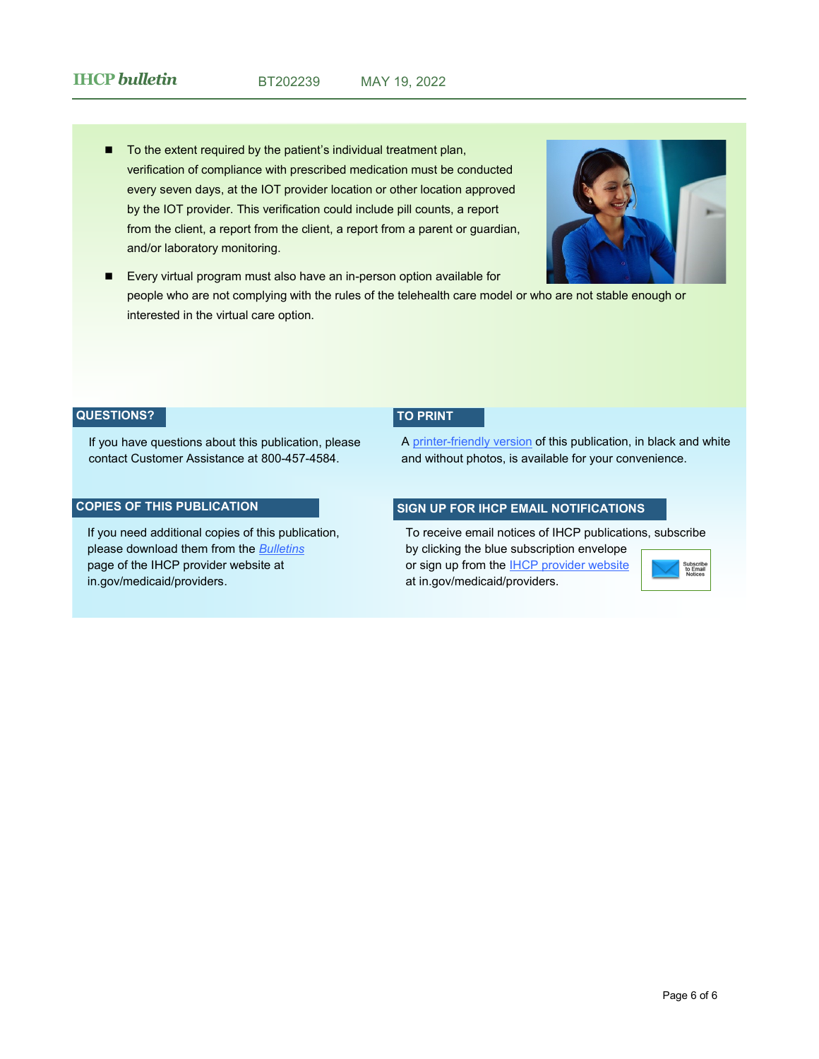- To the extent required by the patient's individual treatment plan, verification of compliance with prescribed medication must be conducted every seven days, at the IOT provider location or other location approved by the IOT provider. This verification could include pill counts, a report from the client, a report from the client, a report from a parent or guardian, and/or laboratory monitoring.
- Every virtual program must also have an in-person option available for people who are not complying with the rules of the telehealth care model or who are not stable enough or interested in the virtual care option.

## QUESTIONS?

If you have questions about this publication, please contact Customer Assistance at 800-457-4584.

## COPIES OF THIS PUBLICATION

If you need additional copies of this publication, please download them from the *Bulletins* page of the IHCP provider website at in.gov/medicaid/providers.

## TO PRINT

A printer-friendly version of this publication, in black and white and without photos, is available for your convenience.

## SIGN UP FOR IHCP EMAIL NOTIFICATIONS

To receive email notices of IHCP publications, subscribe by clicking the blue subscription envelope or sign up from the IHCP provider website at in.gov/medicaid/providers.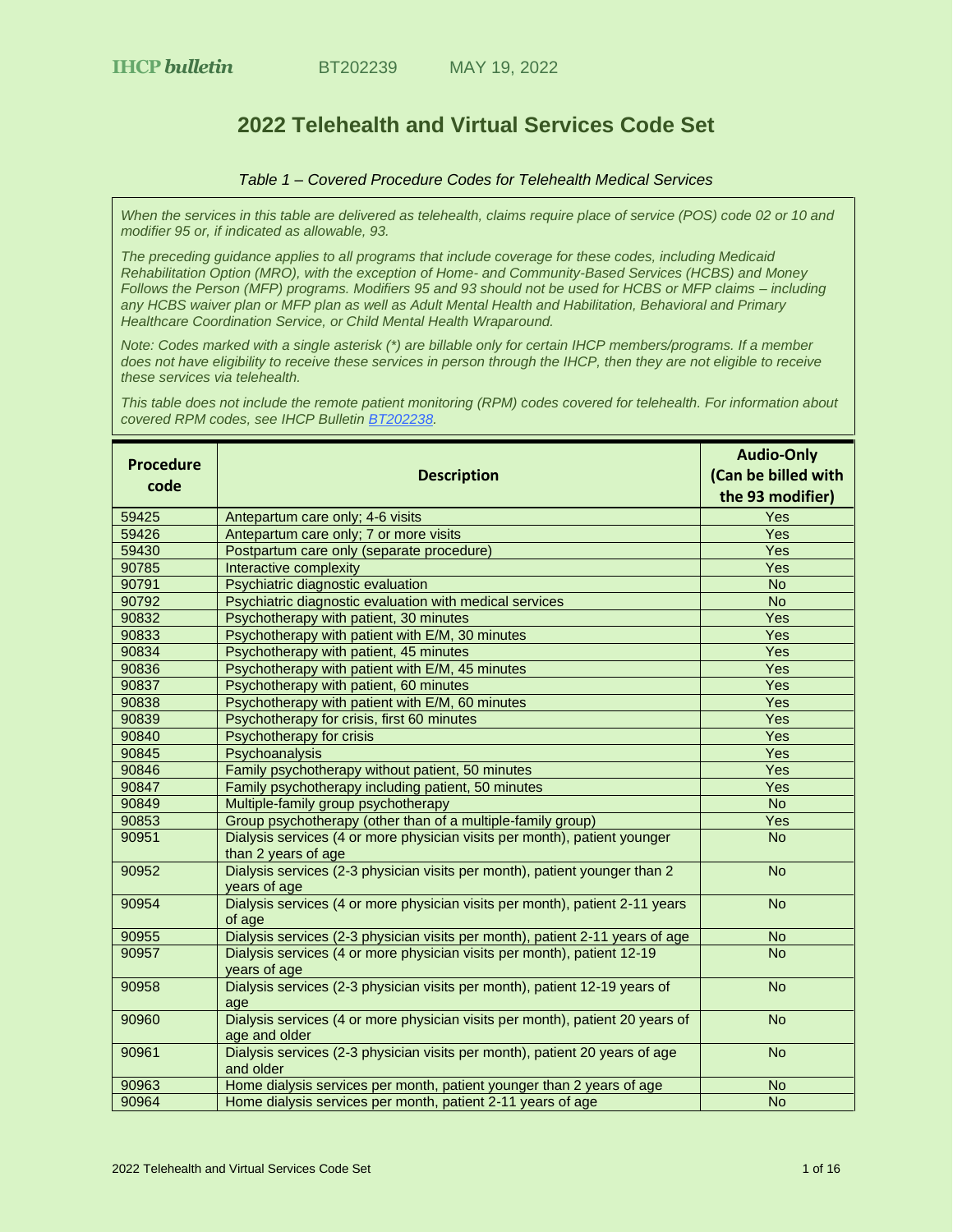# 2022 Telehealth and Virtual Services Code Set

*Table 1 – Covered Procedure Codes for Telehealth Medical Services*

*When the services in this table are delivered as telehealth, claims require place of service (POS) code 02 or 10 and modifier 95 or, if indicated as allowable, 93.*

*The preceding guidance applies to all programs that include coverage for these codes, including Medicaid Rehabilitation Option (MRO), with the exception of Home- and Community-Based Services (HCBS) and Money Follows the Person (MFP) programs. Modifiers 95 and 93 should not be used for HCBS or MFP claims – including any HCBS waiver plan or MFP plan as well as Adult Mental Health and Habilitation, Behavioral and Primary Healthcare Coordination Service, or Child Mental Health Wraparound.*

*Note: Codes marked with a single asterisk (*) are billable only for certain IHCP members/programs. If a member does not have eligibility to receive these services in person through the IHCP, then they are not eligible to receive these services via telehealth.*

*This table does not include the remote patient monitoring (RPM) codes covered for telehealth. For information about covered RPM codes, see IHCP Bulletin BT202238.*

| Procedure code | Description | Audio-Only (Can be billed with the 93 modifier) |
|---|---|---|
| 59425 | Antepartum care only; 4-6 visits | Yes |
| 59426 | Antepartum care only; 7 or more visits | Yes |
| 59430 | Postpartum care only (separate procedure) | Yes |
| 90785 | Interactive complexity | Yes |
| 90791 | Psychiatric diagnostic evaluation | No |
| 90792 | Psychiatric diagnostic evaluation with medical services | No |
| 90832 | Psychotherapy with patient, 30 minutes | Yes |
| 90833 | Psychotherapy with patient with E/M, 30 minutes | Yes |
| 90834 | Psychotherapy with patient, 45 minutes | Yes |
| 90836 | Psychotherapy with patient with E/M, 45 minutes | Yes |
| 90837 | Psychotherapy with patient, 60 minutes | Yes |
| 90838 | Psychotherapy with patient with E/M, 60 minutes | Yes |
| 90839 | Psychotherapy for crisis, first 60 minutes | Yes |
| 90840 | Psychotherapy for crisis | Yes |
| 90845 | Psychoanalysis | Yes |
| 90846 | Family psychotherapy without patient, 50 minutes | Yes |
| 90847 | Family psychotherapy including patient, 50 minutes | Yes |
| 90849 | Multiple-family group psychotherapy | No |
| 90853 | Group psychotherapy (other than of a multiple-family group) | Yes |
| 90951 | Dialysis services (4 or more physician visits per month), patient younger than 2 years of age | No |
| 90952 | Dialysis services (2-3 physician visits per month), patient younger than 2 years of age | No |
| 90954 | Dialysis services (4 or more physician visits per month), patient 2-11 years of age | No |
| 90955 | Dialysis services (2-3 physician visits per month), patient 2-11 years of age | No |
| 90957 | Dialysis services (4 or more physician visits per month), patient 12-19 years of age | No |
| 90958 | Dialysis services (2-3 physician visits per month), patient 12-19 years of age | No |
| 90960 | Dialysis services (4 or more physician visits per month), patient 20 years of age and older | No |
| 90961 | Dialysis services (2-3 physician visits per month), patient 20 years of age and older | No |
| 90963 | Home dialysis services per month, patient younger than 2 years of age | No |
| 90964 | Home dialysis services per month, patient 2-11 years of age | No |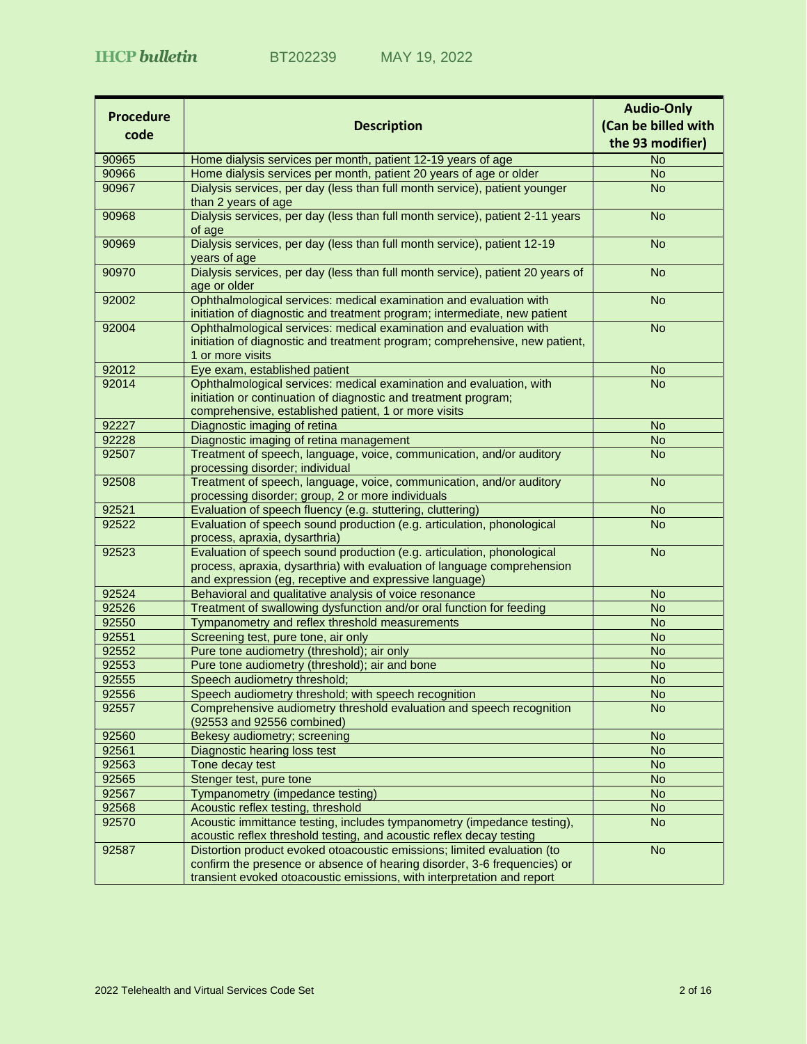| Procedure code | Description | Audio-Only (Can be billed with the 93 modifier) |
|---|---|---|
| 90965 | Home dialysis services per month, patient 12-19 years of age | No |
| 90966 | Home dialysis services per month, patient 20 years of age or older | No |
| 90967 | Dialysis services, per day (less than full month service), patient younger than 2 years of age | No |
| 90968 | Dialysis services, per day (less than full month service), patient 2-11 years of age | No |
| 90969 | Dialysis services, per day (less than full month service), patient 12-19 years of age | No |
| 90970 | Dialysis services, per day (less than full month service), patient 20 years of age or older | No |
| 92002 | Ophthalmological services: medical examination and evaluation with initiation of diagnostic and treatment program; intermediate, new patient | No |
| 92004 | Ophthalmological services: medical examination and evaluation with initiation of diagnostic and treatment program; comprehensive, new patient, 1 or more visits | No |
| 92012 | Eye exam, established patient | No |
| 92014 | Ophthalmological services: medical examination and evaluation, with initiation or continuation of diagnostic and treatment program; comprehensive, established patient, 1 or more visits | No |
| 92227 | Diagnostic imaging of retina | No |
| 92228 | Diagnostic imaging of retina management | No |
| 92507 | Treatment of speech, language, voice, communication, and/or auditory processing disorder; individual | No |
| 92508 | Treatment of speech, language, voice, communication, and/or auditory processing disorder; group, 2 or more individuals | No |
| 92521 | Evaluation of speech fluency (e.g. stuttering, cluttering) | No |
| 92522 | Evaluation of speech sound production (e.g. articulation, phonological process, apraxia, dysarthria) | No |
| 92523 | Evaluation of speech sound production (e.g. articulation, phonological process, apraxia, dysarthria) with evaluation of language comprehension and expression (eg, receptive and expressive language) | No |
| 92524 | Behavioral and qualitative analysis of voice resonance | No |
| 92526 | Treatment of swallowing dysfunction and/or oral function for feeding | No |
| 92550 | Tympanometry and reflex threshold measurements | No |
| 92551 | Screening test, pure tone, air only | No |
| 92552 | Pure tone audiometry (threshold); air only | No |
| 92553 | Pure tone audiometry (threshold); air and bone | No |
| 92555 | Speech audiometry threshold; | No |
| 92556 | Speech audiometry threshold; with speech recognition | No |
| 92557 | Comprehensive audiometry threshold evaluation and speech recognition (92553 and 92556 combined) | No |
| 92560 | Bekesy audiometry; screening | No |
| 92561 | Diagnostic hearing loss test | No |
| 92563 | Tone decay test | No |
| 92565 | Stenger test, pure tone | No |
| 92567 | Tympanometry (impedance testing) | No |
| 92568 | Acoustic reflex testing, threshold | No |
| 92570 | Acoustic immittance testing, includes tympanometry (impedance testing), acoustic reflex threshold testing, and acoustic reflex decay testing | No |
| 92587 | Distortion product evoked otoacoustic emissions; limited evaluation (to confirm the presence or absence of hearing disorder, 3-6 frequencies) or transient evoked otoacoustic emissions, with interpretation and report | No |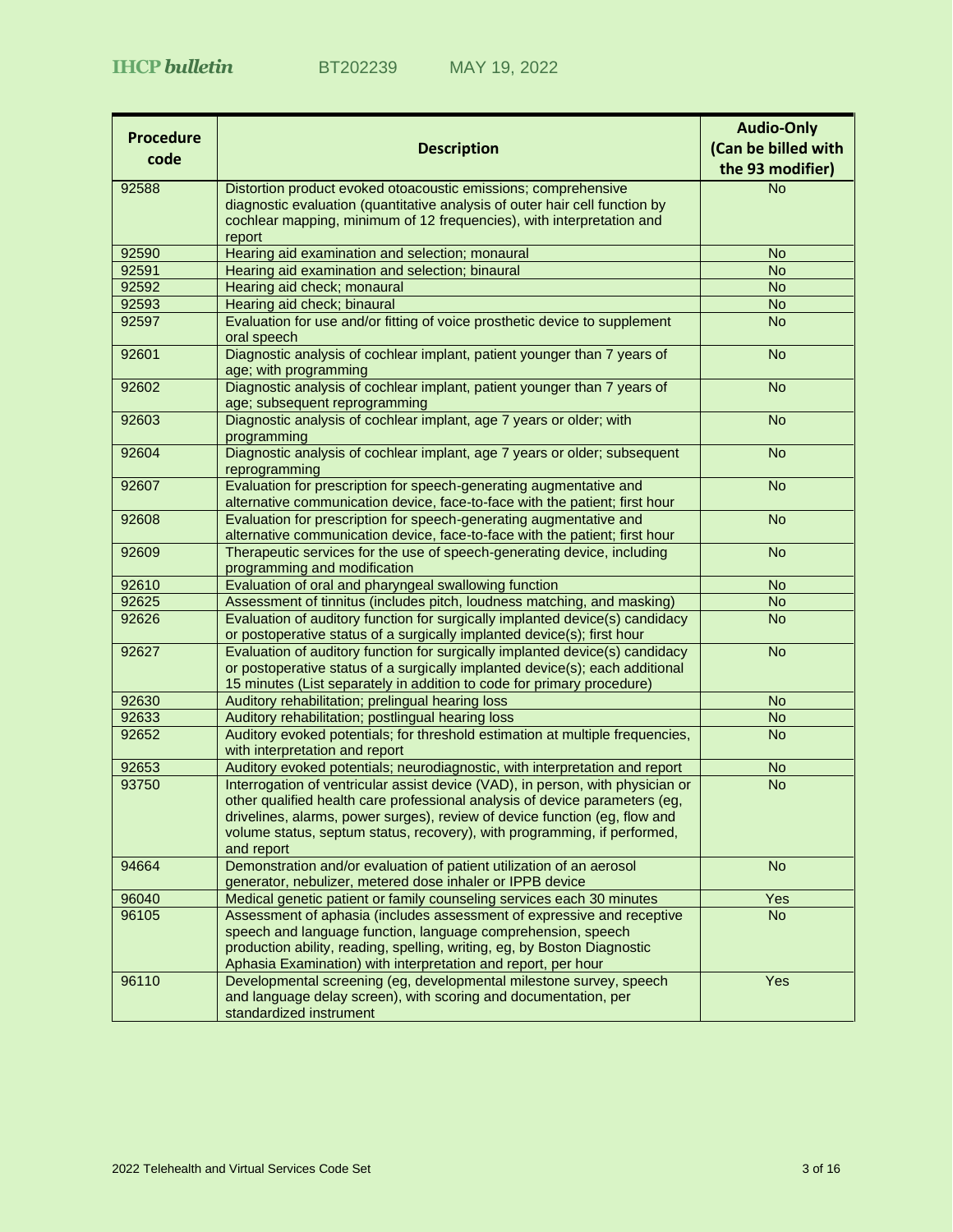| Procedure code | Description | Audio-Only (Can be billed with the 93 modifier) |
|---|---|---|
| 92588 | Distortion product evoked otoacoustic emissions; comprehensive diagnostic evaluation (quantitative analysis of outer hair cell function by cochlear mapping, minimum of 12 frequencies), with interpretation and report | No |
| 92590 | Hearing aid examination and selection; monaural | No |
| 92591 | Hearing aid examination and selection; binaural | No |
| 92592 | Hearing aid check; monaural | No |
| 92593 | Hearing aid check; binaural | No |
| 92597 | Evaluation for use and/or fitting of voice prosthetic device to supplement oral speech | No |
| 92601 | Diagnostic analysis of cochlear implant, patient younger than 7 years of age; with programming | No |
| 92602 | Diagnostic analysis of cochlear implant, patient younger than 7 years of age; subsequent reprogramming | No |
| 92603 | Diagnostic analysis of cochlear implant, age 7 years or older; with programming | No |
| 92604 | Diagnostic analysis of cochlear implant, age 7 years or older; subsequent reprogramming | No |
| 92607 | Evaluation for prescription for speech-generating augmentative and alternative communication device, face-to-face with the patient; first hour | No |
| 92608 | Evaluation for prescription for speech-generating augmentative and alternative communication device, face-to-face with the patient; first hour | No |
| 92609 | Therapeutic services for the use of speech-generating device, including programming and modification | No |
| 92610 | Evaluation of oral and pharyngeal swallowing function | No |
| 92625 | Assessment of tinnitus (includes pitch, loudness matching, and masking) | No |
| 92626 | Evaluation of auditory function for surgically implanted device(s) candidacy or postoperative status of a surgically implanted device(s); first hour | No |
| 92627 | Evaluation of auditory function for surgically implanted device(s) candidacy or postoperative status of a surgically implanted device(s); each additional 15 minutes (List separately in addition to code for primary procedure) | No |
| 92630 | Auditory rehabilitation; prelingual hearing loss | No |
| 92633 | Auditory rehabilitation; postlingual hearing loss | No |
| 92652 | Auditory evoked potentials; for threshold estimation at multiple frequencies, with interpretation and report | No |
| 92653 | Auditory evoked potentials; neurodiagnostic, with interpretation and report | No |
| 93750 | Interrogation of ventricular assist device (VAD), in person, with physician or other qualified health care professional analysis of device parameters (eg, drivelines, alarms, power surges), review of device function (eg, flow and volume status, septum status, recovery), with programming, if performed, and report | No |
| 94664 | Demonstration and/or evaluation of patient utilization of an aerosol generator, nebulizer, metered dose inhaler or IPPB device | No |
| 96040 | Medical genetic patient or family counseling services each 30 minutes | Yes |
| 96105 | Assessment of aphasia (includes assessment of expressive and receptive speech and language function, language comprehension, speech production ability, reading, spelling, writing, eg, by Boston Diagnostic Aphasia Examination) with interpretation and report, per hour | No |
| 96110 | Developmental screening (eg, developmental milestone survey, speech and language delay screen), with scoring and documentation, per standardized instrument | Yes |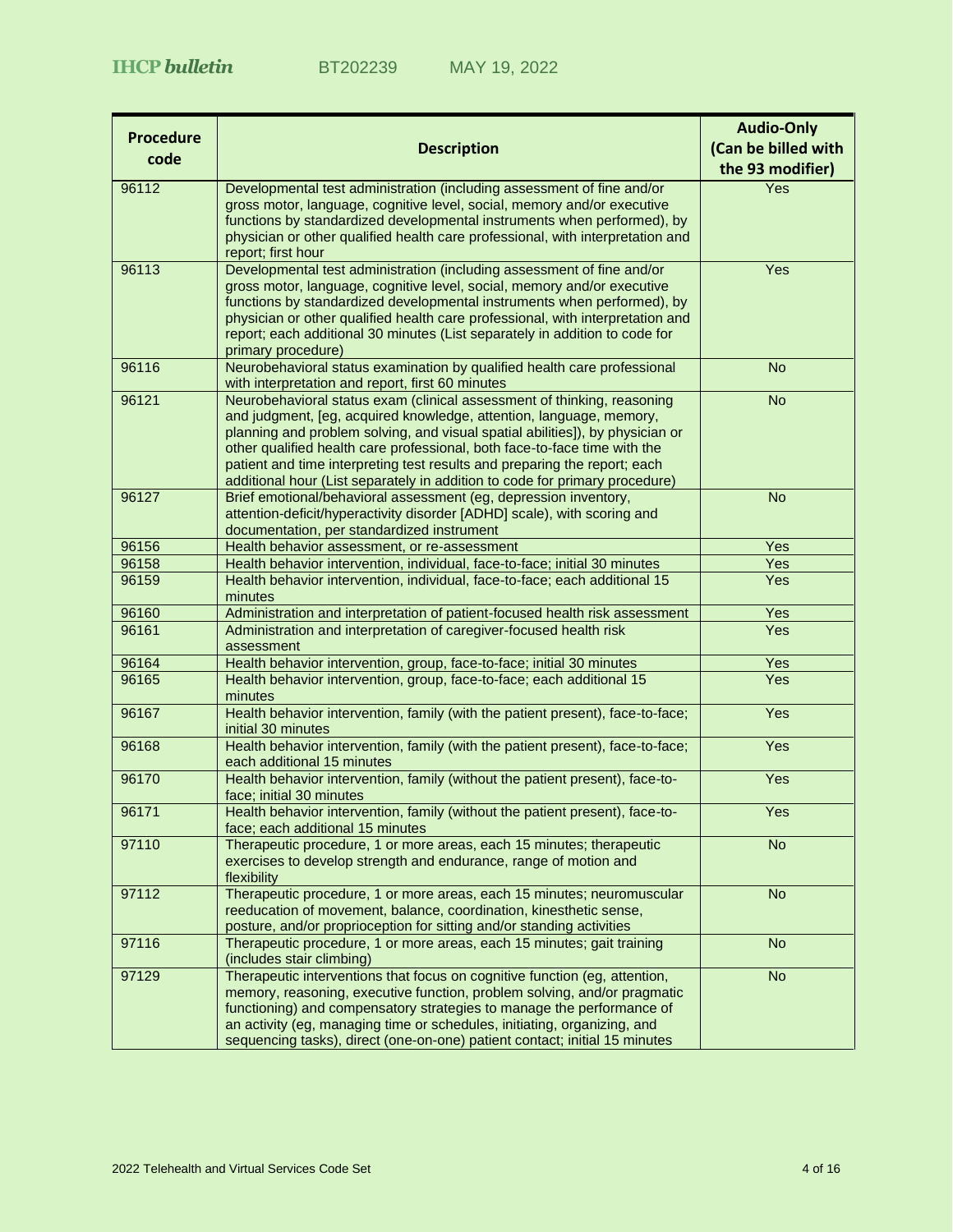| Procedure code | Description | Audio-Only (Can be billed with the 93 modifier) |
|---|---|---|
| 96112 | Developmental test administration (including assessment of fine and/or gross motor, language, cognitive level, social, memory and/or executive functions by standardized developmental instruments when performed), by physician or other qualified health care professional, with interpretation and report; first hour | Yes |
| 96113 | Developmental test administration (including assessment of fine and/or gross motor, language, cognitive level, social, memory and/or executive functions by standardized developmental instruments when performed), by physician or other qualified health care professional, with interpretation and report; each additional 30 minutes (List separately in addition to code for primary procedure) | Yes |
| 96116 | Neurobehavioral status examination by qualified health care professional with interpretation and report, first 60 minutes | No |
| 96121 | Neurobehavioral status exam (clinical assessment of thinking, reasoning and judgment, [eg, acquired knowledge, attention, language, memory, planning and problem solving, and visual spatial abilities]), by physician or other qualified health care professional, both face-to-face time with the patient and time interpreting test results and preparing the report; each additional hour (List separately in addition to code for primary procedure) | No |
| 96127 | Brief emotional/behavioral assessment (eg, depression inventory, attention-deficit/hyperactivity disorder [ADHD] scale), with scoring and documentation, per standardized instrument | No |
| 96156 | Health behavior assessment, or re-assessment | Yes |
| 96158 | Health behavior intervention, individual, face-to-face; initial 30 minutes | Yes |
| 96159 | Health behavior intervention, individual, face-to-face; each additional 15 minutes | Yes |
| 96160 | Administration and interpretation of patient-focused health risk assessment | Yes |
| 96161 | Administration and interpretation of caregiver-focused health risk assessment | Yes |
| 96164 | Health behavior intervention, group, face-to-face; initial 30 minutes | Yes |
| 96165 | Health behavior intervention, group, face-to-face; each additional 15 minutes | Yes |
| 96167 | Health behavior intervention, family (with the patient present), face-to-face; initial 30 minutes | Yes |
| 96168 | Health behavior intervention, family (with the patient present), face-to-face; each additional 15 minutes | Yes |
| 96170 | Health behavior intervention, family (without the patient present), face-to-face; initial 30 minutes | Yes |
| 96171 | Health behavior intervention, family (without the patient present), face-to-face; each additional 15 minutes | Yes |
| 97110 | Therapeutic procedure, 1 or more areas, each 15 minutes; therapeutic exercises to develop strength and endurance, range of motion and flexibility | No |
| 97112 | Therapeutic procedure, 1 or more areas, each 15 minutes; neuromuscular reeducation of movement, balance, coordination, kinesthetic sense, posture, and/or proprioception for sitting and/or standing activities | No |
| 97116 | Therapeutic procedure, 1 or more areas, each 15 minutes; gait training (includes stair climbing) | No |
| 97129 | Therapeutic interventions that focus on cognitive function (eg, attention, memory, reasoning, executive function, problem solving, and/or pragmatic functioning) and compensatory strategies to manage the performance of an activity (eg, managing time or schedules, initiating, organizing, and sequencing tasks), direct (one-on-one) patient contact; initial 15 minutes | No |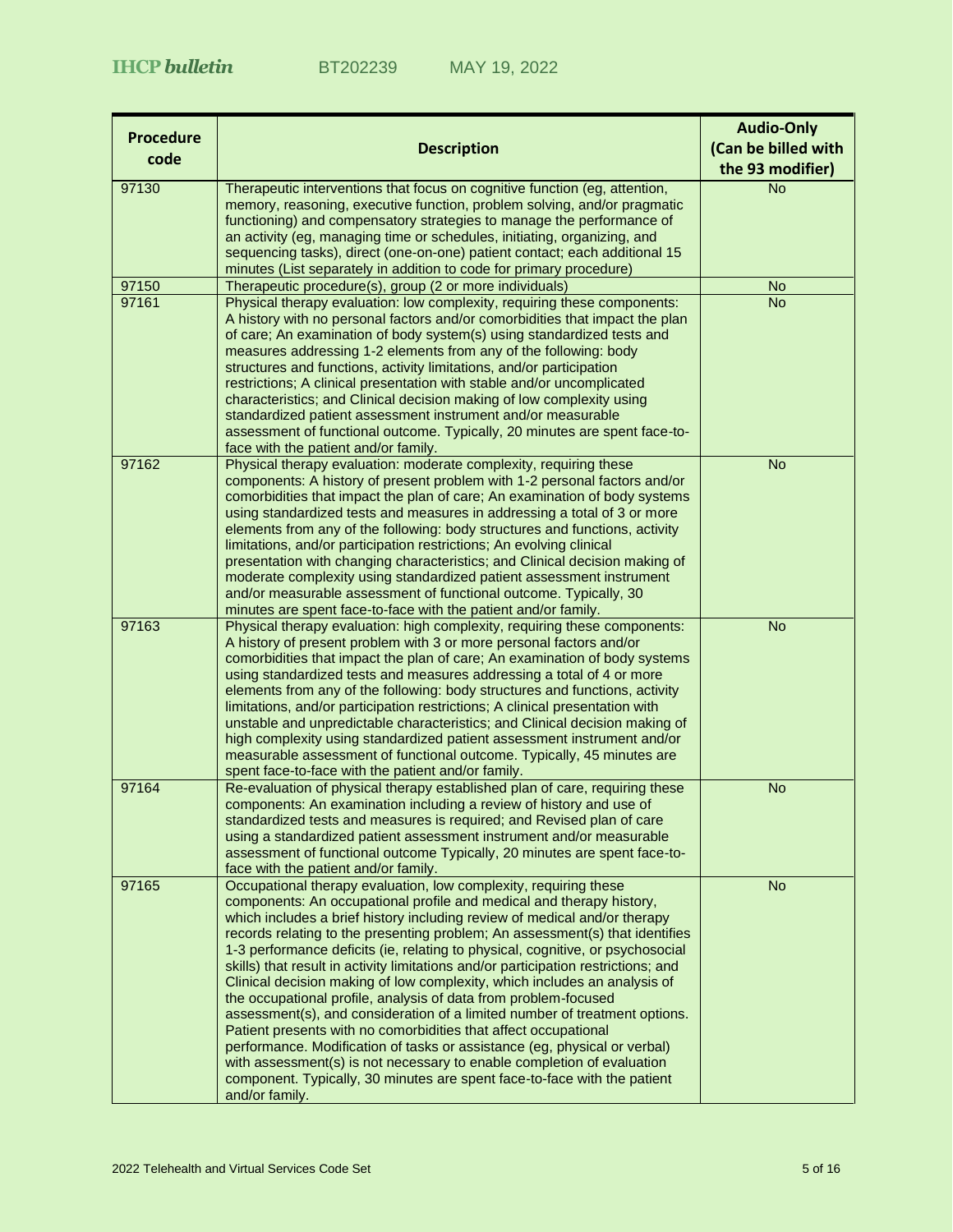| Procedure code | Description | Audio-Only (Can be billed with the 93 modifier) |
|---|---|---|
| 97130 | Therapeutic interventions that focus on cognitive function (eg, attention, memory, reasoning, executive function, problem solving, and/or pragmatic functioning) and compensatory strategies to manage the performance of an activity (eg, managing time or schedules, initiating, organizing, and sequencing tasks), direct (one-on-one) patient contact; each additional 15 minutes (List separately in addition to code for primary procedure) | No |
| 97150 | Therapeutic procedure(s), group (2 or more individuals) | No |
| 97161 | Physical therapy evaluation: low complexity, requiring these components: A history with no personal factors and/or comorbidities that impact the plan of care; An examination of body system(s) using standardized tests and measures addressing 1-2 elements from any of the following: body structures and functions, activity limitations, and/or participation restrictions; A clinical presentation with stable and/or uncomplicated characteristics; and Clinical decision making of low complexity using standardized patient assessment instrument and/or measurable assessment of functional outcome. Typically, 20 minutes are spent face-to-face with the patient and/or family. | No |
| 97162 | Physical therapy evaluation: moderate complexity, requiring these components: A history of present problem with 1-2 personal factors and/or comorbidities that impact the plan of care; An examination of body systems using standardized tests and measures in addressing a total of 3 or more elements from any of the following: body structures and functions, activity limitations, and/or participation restrictions; An evolving clinical presentation with changing characteristics; and Clinical decision making of moderate complexity using standardized patient assessment instrument and/or measurable assessment of functional outcome. Typically, 30 minutes are spent face-to-face with the patient and/or family. | No |
| 97163 | Physical therapy evaluation: high complexity, requiring these components: A history of present problem with 3 or more personal factors and/or comorbidities that impact the plan of care; An examination of body systems using standardized tests and measures addressing a total of 4 or more elements from any of the following: body structures and functions, activity limitations, and/or participation restrictions; A clinical presentation with unstable and unpredictable characteristics; and Clinical decision making of high complexity using standardized patient assessment instrument and/or measurable assessment of functional outcome. Typically, 45 minutes are spent face-to-face with the patient and/or family. | No |
| 97164 | Re-evaluation of physical therapy established plan of care, requiring these components: An examination including a review of history and use of standardized tests and measures is required; and Revised plan of care using a standardized patient assessment instrument and/or measurable assessment of functional outcome Typically, 20 minutes are spent face-to-face with the patient and/or family. | No |
| 97165 | Occupational therapy evaluation, low complexity, requiring these components: An occupational profile and medical and therapy history, which includes a brief history including review of medical and/or therapy records relating to the presenting problem; An assessment(s) that identifies 1-3 performance deficits (ie, relating to physical, cognitive, or psychosocial skills) that result in activity limitations and/or participation restrictions; and Clinical decision making of low complexity, which includes an analysis of the occupational profile, analysis of data from problem-focused assessment(s), and consideration of a limited number of treatment options. Patient presents with no comorbidities that affect occupational performance. Modification of tasks or assistance (eg, physical or verbal) with assessment(s) is not necessary to enable completion of evaluation component. Typically, 30 minutes are spent face-to-face with the patient and/or family. | No |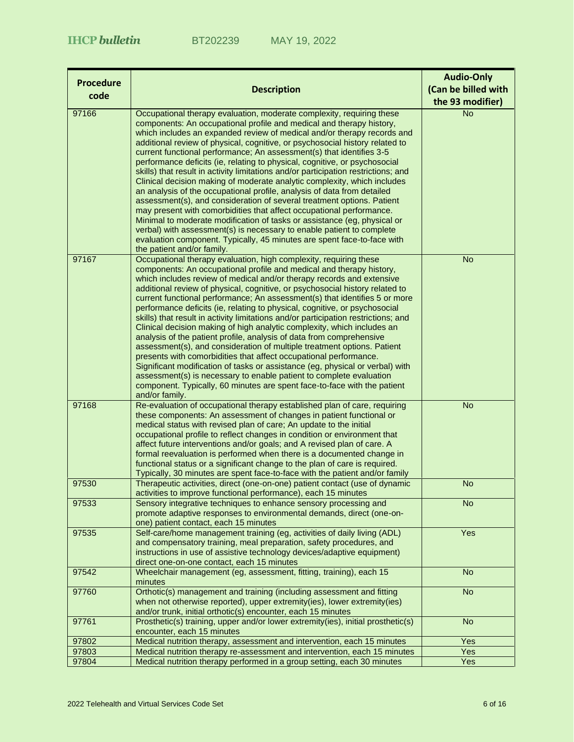| Procedure code | Description | Audio-Only (Can be billed with the 93 modifier) |
|---|---|---|
| 97166 | Occupational therapy evaluation, moderate complexity, requiring these components: An occupational profile and medical and therapy history, which includes an expanded review of medical and/or therapy records and additional review of physical, cognitive, or psychosocial history related to current functional performance; An assessment(s) that identifies 3-5 performance deficits (ie, relating to physical, cognitive, or psychosocial skills) that result in activity limitations and/or participation restrictions; and Clinical decision making of moderate analytic complexity, which includes an analysis of the occupational profile, analysis of data from detailed assessment(s), and consideration of several treatment options. Patient may present with comorbidities that affect occupational performance. Minimal to moderate modification of tasks or assistance (eg, physical or verbal) with assessment(s) is necessary to enable patient to complete evaluation component. Typically, 45 minutes are spent face-to-face with the patient and/or family. | No |
| 97167 | Occupational therapy evaluation, high complexity, requiring these components: An occupational profile and medical and therapy history, which includes review of medical and/or therapy records and extensive additional review of physical, cognitive, or psychosocial history related to current functional performance; An assessment(s) that identifies 5 or more performance deficits (ie, relating to physical, cognitive, or psychosocial skills) that result in activity limitations and/or participation restrictions; and Clinical decision making of high analytic complexity, which includes an analysis of the patient profile, analysis of data from comprehensive assessment(s), and consideration of multiple treatment options. Patient presents with comorbidities that affect occupational performance. Significant modification of tasks or assistance (eg, physical or verbal) with assessment(s) is necessary to enable patient to complete evaluation component. Typically, 60 minutes are spent face-to-face with the patient and/or family. | No |
| 97168 | Re-evaluation of occupational therapy established plan of care, requiring these components: An assessment of changes in patient functional or medical status with revised plan of care; An update to the initial occupational profile to reflect changes in condition or environment that affect future interventions and/or goals; and A revised plan of care. A formal reevaluation is performed when there is a documented change in functional status or a significant change to the plan of care is required. Typically, 30 minutes are spent face-to-face with the patient and/or family | No |
| 97530 | Therapeutic activities, direct (one-on-one) patient contact (use of dynamic activities to improve functional performance), each 15 minutes | No |
| 97533 | Sensory integrative techniques to enhance sensory processing and promote adaptive responses to environmental demands, direct (one-on-one) patient contact, each 15 minutes | No |
| 97535 | Self-care/home management training (eg, activities of daily living (ADL) and compensatory training, meal preparation, safety procedures, and instructions in use of assistive technology devices/adaptive equipment) direct one-on-one contact, each 15 minutes | Yes |
| 97542 | Wheelchair management (eg, assessment, fitting, training), each 15 minutes | No |
| 97760 | Orthotic(s) management and training (including assessment and fitting when not otherwise reported), upper extremity(ies), lower extremity(ies) and/or trunk, initial orthotic(s) encounter, each 15 minutes | No |
| 97761 | Prosthetic(s) training, upper and/or lower extremity(ies), initial prosthetic(s) encounter, each 15 minutes | No |
| 97802 | Medical nutrition therapy, assessment and intervention, each 15 minutes | Yes |
| 97803 | Medical nutrition therapy re-assessment and intervention, each 15 minutes | Yes |
| 97804 | Medical nutrition therapy performed in a group setting, each 30 minutes | Yes |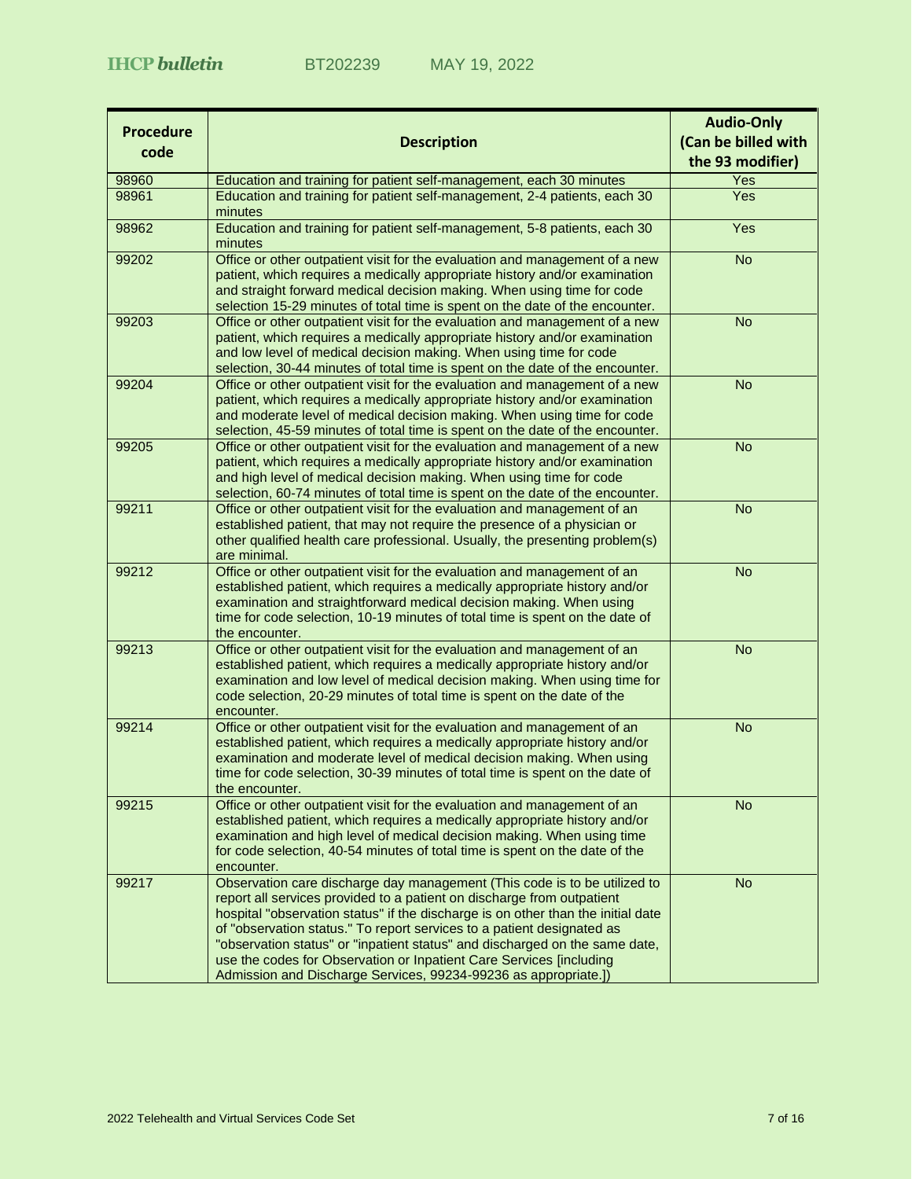| Procedure code | Description | Audio-Only (Can be billed with the 93 modifier) |
|---|---|---|
| 98960 | Education and training for patient self-management, each 30 minutes | Yes |
| 98961 | Education and training for patient self-management, 2-4 patients, each 30 minutes | Yes |
| 98962 | Education and training for patient self-management, 5-8 patients, each 30 minutes | Yes |
| 99202 | Office or other outpatient visit for the evaluation and management of a new patient, which requires a medically appropriate history and/or examination and straight forward medical decision making. When using time for code selection 15-29 minutes of total time is spent on the date of the encounter. | No |
| 99203 | Office or other outpatient visit for the evaluation and management of a new patient, which requires a medically appropriate history and/or examination and low level of medical decision making. When using time for code selection, 30-44 minutes of total time is spent on the date of the encounter. | No |
| 99204 | Office or other outpatient visit for the evaluation and management of a new patient, which requires a medically appropriate history and/or examination and moderate level of medical decision making. When using time for code selection, 45-59 minutes of total time is spent on the date of the encounter. | No |
| 99205 | Office or other outpatient visit for the evaluation and management of a new patient, which requires a medically appropriate history and/or examination and high level of medical decision making. When using time for code selection, 60-74 minutes of total time is spent on the date of the encounter. | No |
| 99211 | Office or other outpatient visit for the evaluation and management of an established patient, that may not require the presence of a physician or other qualified health care professional. Usually, the presenting problem(s) are minimal. | No |
| 99212 | Office or other outpatient visit for the evaluation and management of an established patient, which requires a medically appropriate history and/or examination and straightforward medical decision making. When using time for code selection, 10-19 minutes of total time is spent on the date of the encounter. | No |
| 99213 | Office or other outpatient visit for the evaluation and management of an established patient, which requires a medically appropriate history and/or examination and low level of medical decision making. When using time for code selection, 20-29 minutes of total time is spent on the date of the encounter. | No |
| 99214 | Office or other outpatient visit for the evaluation and management of an established patient, which requires a medically appropriate history and/or examination and moderate level of medical decision making. When using time for code selection, 30-39 minutes of total time is spent on the date of the encounter. | No |
| 99215 | Office or other outpatient visit for the evaluation and management of an established patient, which requires a medically appropriate history and/or examination and high level of medical decision making. When using time for code selection, 40-54 minutes of total time is spent on the date of the encounter. | No |
| 99217 | Observation care discharge day management (This code is to be utilized to report all services provided to a patient on discharge from outpatient hospital "observation status" if the discharge is on other than the initial date of "observation status." To report services to a patient designated as "observation status" or "inpatient status" and discharged on the same date, use the codes for Observation or Inpatient Care Services [including Admission and Discharge Services, 99234-99236 as appropriate.]) | No |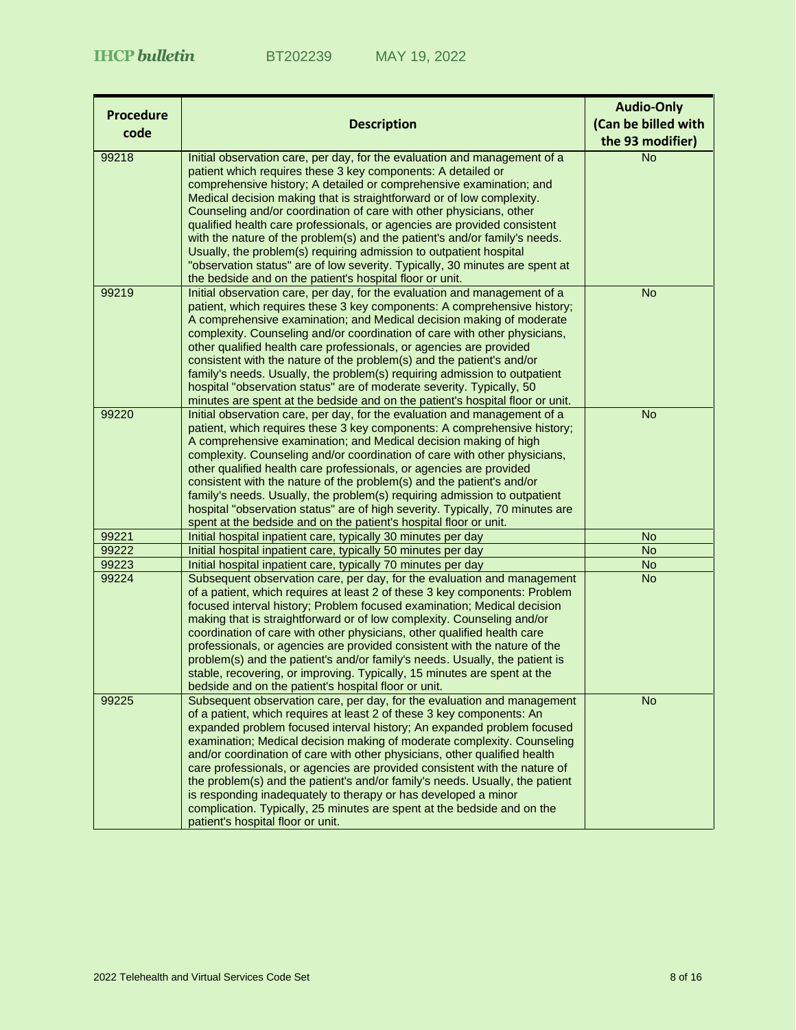| Procedure code | Description | Audio-Only (Can be billed with the 93 modifier) |
|---|---|---|
| 99218 | Initial observation care, per day, for the evaluation and management of a patient which requires these 3 key components: A detailed or comprehensive history; A detailed or comprehensive examination; and Medical decision making that is straightforward or of low complexity. Counseling and/or coordination of care with other physicians, other qualified health care professionals, or agencies are provided consistent with the nature of the problem(s) and the patient's and/or family's needs. Usually, the problem(s) requiring admission to outpatient hospital "observation status" are of low severity. Typically, 30 minutes are spent at the bedside and on the patient's hospital floor or unit. | No |
| 99219 | Initial observation care, per day, for the evaluation and management of a patient, which requires these 3 key components: A comprehensive history; A comprehensive examination; and Medical decision making of moderate complexity. Counseling and/or coordination of care with other physicians, other qualified health care professionals, or agencies are provided consistent with the nature of the problem(s) and the patient's and/or family's needs. Usually, the problem(s) requiring admission to outpatient hospital "observation status" are of moderate severity. Typically, 50 minutes are spent at the bedside and on the patient's hospital floor or unit. | No |
| 99220 | Initial observation care, per day, for the evaluation and management of a patient, which requires these 3 key components: A comprehensive history; A comprehensive examination; and Medical decision making of high complexity. Counseling and/or coordination of care with other physicians, other qualified health care professionals, or agencies are provided consistent with the nature of the problem(s) and the patient's and/or family's needs. Usually, the problem(s) requiring admission to outpatient hospital "observation status" are of high severity. Typically, 70 minutes are spent at the bedside and on the patient's hospital floor or unit. | No |
| 99221 | Initial hospital inpatient care, typically 30 minutes per day | No |
| 99222 | Initial hospital inpatient care, typically 50 minutes per day | No |
| 99223 | Initial hospital inpatient care, typically 70 minutes per day | No |
| 99224 | Subsequent observation care, per day, for the evaluation and management of a patient, which requires at least 2 of these 3 key components: Problem focused interval history; Problem focused examination; Medical decision making that is straightforward or of low complexity. Counseling and/or coordination of care with other physicians, other qualified health care professionals, or agencies are provided consistent with the nature of the problem(s) and the patient's and/or family's needs. Usually, the patient is stable, recovering, or improving. Typically, 15 minutes are spent at the bedside and on the patient's hospital floor or unit. | No |
| 99225 | Subsequent observation care, per day, for the evaluation and management of a patient, which requires at least 2 of these 3 key components: An expanded problem focused interval history; An expanded problem focused examination; Medical decision making of moderate complexity. Counseling and/or coordination of care with other physicians, other qualified health care professionals, or agencies are provided consistent with the nature of the problem(s) and the patient's and/or family's needs. Usually, the patient is responding inadequately to therapy or has developed a minor complication. Typically, 25 minutes are spent at the bedside and on the patient's hospital floor or unit. | No |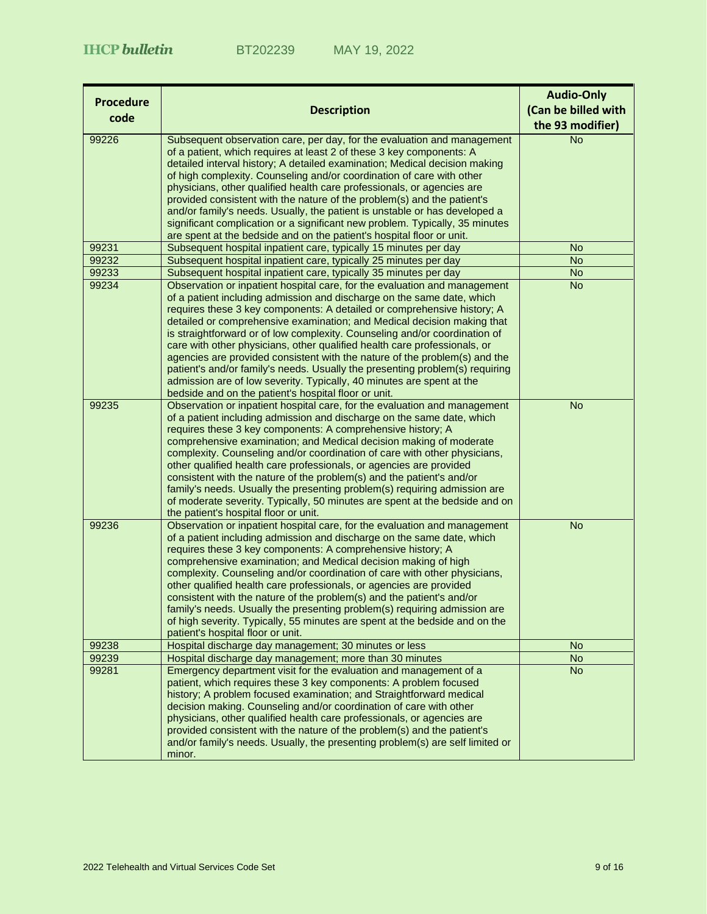| Procedure code | Description | Audio-Only (Can be billed with the 93 modifier) |
| --- | --- | --- |
| 99226 | Subsequent observation care, per day, for the evaluation and management of a patient, which requires at least 2 of these 3 key components: A detailed interval history; A detailed examination; Medical decision making of high complexity. Counseling and/or coordination of care with other physicians, other qualified health care professionals, or agencies are provided consistent with the nature of the problem(s) and the patient's and/or family's needs. Usually, the patient is unstable or has developed a significant complication or a significant new problem. Typically, 35 minutes are spent at the bedside and on the patient's hospital floor or unit. | No |
| 99231 | Subsequent hospital inpatient care, typically 15 minutes per day | No |
| 99232 | Subsequent hospital inpatient care, typically 25 minutes per day | No |
| 99233 | Subsequent hospital inpatient care, typically 35 minutes per day | No |
| 99234 | Observation or inpatient hospital care, for the evaluation and management of a patient including admission and discharge on the same date, which requires these 3 key components: A detailed or comprehensive history; A detailed or comprehensive examination; and Medical decision making that is straightforward or of low complexity. Counseling and/or coordination of care with other physicians, other qualified health care professionals, or agencies are provided consistent with the nature of the problem(s) and the patient's and/or family's needs. Usually the presenting problem(s) requiring admission are of low severity. Typically, 40 minutes are spent at the bedside and on the patient's hospital floor or unit. | No |
| 99235 | Observation or inpatient hospital care, for the evaluation and management of a patient including admission and discharge on the same date, which requires these 3 key components: A comprehensive history; A comprehensive examination; and Medical decision making of moderate complexity. Counseling and/or coordination of care with other physicians, other qualified health care professionals, or agencies are provided consistent with the nature of the problem(s) and the patient's and/or family's needs. Usually the presenting problem(s) requiring admission are of moderate severity. Typically, 50 minutes are spent at the bedside and on the patient's hospital floor or unit. | No |
| 99236 | Observation or inpatient hospital care, for the evaluation and management of a patient including admission and discharge on the same date, which requires these 3 key components: A comprehensive history; A comprehensive examination; and Medical decision making of high complexity. Counseling and/or coordination of care with other physicians, other qualified health care professionals, or agencies are provided consistent with the nature of the problem(s) and the patient's and/or family's needs. Usually the presenting problem(s) requiring admission are of high severity. Typically, 55 minutes are spent at the bedside and on the patient's hospital floor or unit. | No |
| 99238 | Hospital discharge day management; 30 minutes or less | No |
| 99239 | Hospital discharge day management; more than 30 minutes | No |
| 99281 | Emergency department visit for the evaluation and management of a patient, which requires these 3 key components: A problem focused history; A problem focused examination; and Straightforward medical decision making. Counseling and/or coordination of care with other physicians, other qualified health care professionals, or agencies are provided consistent with the nature of the problem(s) and the patient's and/or family's needs. Usually, the presenting problem(s) are self limited or minor. | No |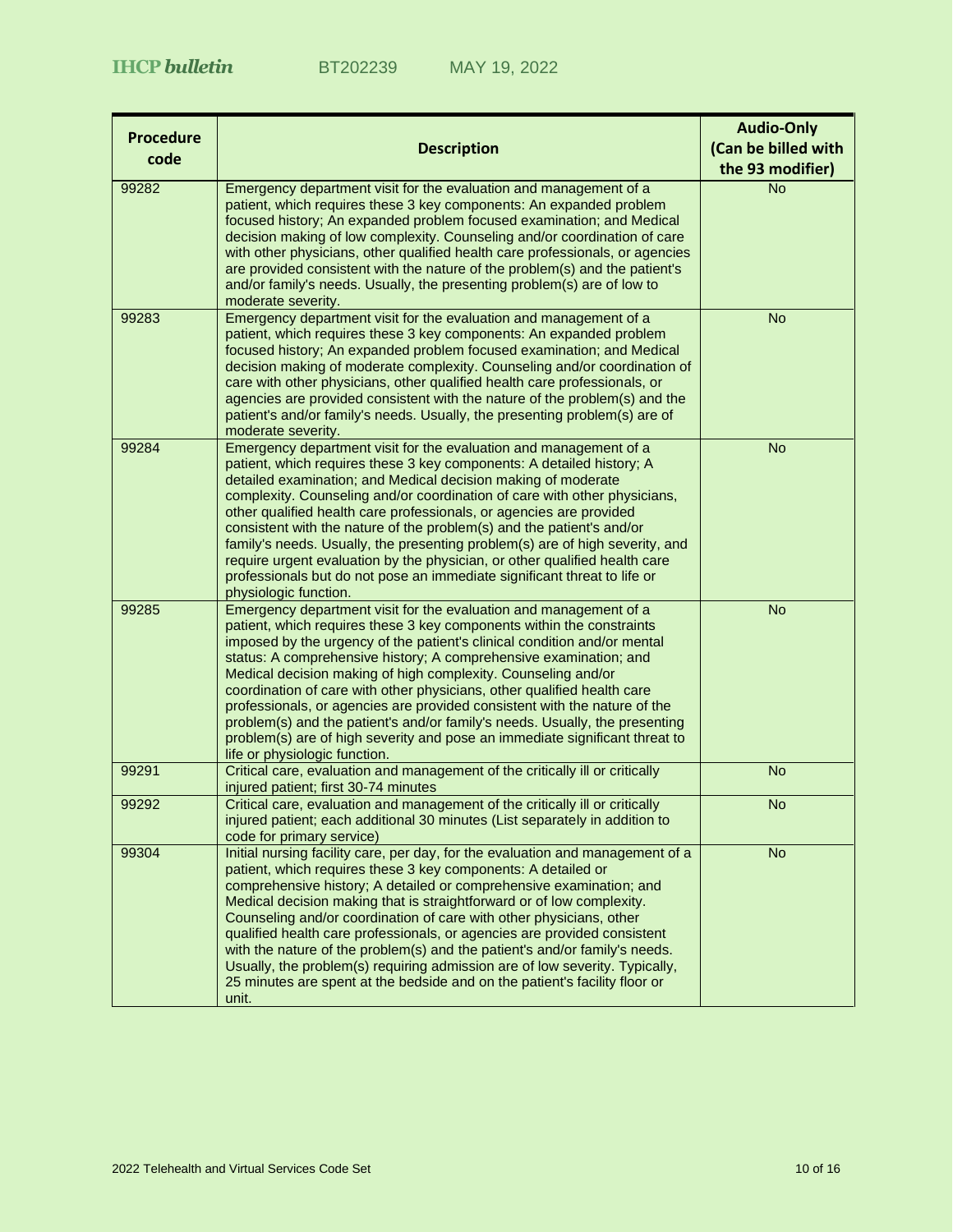| Procedure code | Description | Audio-Only (Can be billed with the 93 modifier) |
|---|---|---|
| 99282 | Emergency department visit for the evaluation and management of a patient, which requires these 3 key components: An expanded problem focused history; An expanded problem focused examination; and Medical decision making of low complexity. Counseling and/or coordination of care with other physicians, other qualified health care professionals, or agencies are provided consistent with the nature of the problem(s) and the patient's and/or family's needs. Usually, the presenting problem(s) are of low to moderate severity. | No |
| 99283 | Emergency department visit for the evaluation and management of a patient, which requires these 3 key components: An expanded problem focused history; An expanded problem focused examination; and Medical decision making of moderate complexity. Counseling and/or coordination of care with other physicians, other qualified health care professionals, or agencies are provided consistent with the nature of the problem(s) and the patient's and/or family's needs. Usually, the presenting problem(s) are of moderate severity. | No |
| 99284 | Emergency department visit for the evaluation and management of a patient, which requires these 3 key components: A detailed history; A detailed examination; and Medical decision making of moderate complexity. Counseling and/or coordination of care with other physicians, other qualified health care professionals, or agencies are provided consistent with the nature of the problem(s) and the patient's and/or family's needs. Usually, the presenting problem(s) are of high severity, and require urgent evaluation by the physician, or other qualified health care professionals but do not pose an immediate significant threat to life or physiologic function. | No |
| 99285 | Emergency department visit for the evaluation and management of a patient, which requires these 3 key components within the constraints imposed by the urgency of the patient's clinical condition and/or mental status: A comprehensive history; A comprehensive examination; and Medical decision making of high complexity. Counseling and/or coordination of care with other physicians, other qualified health care professionals, or agencies are provided consistent with the nature of the problem(s) and the patient's and/or family's needs. Usually, the presenting problem(s) are of high severity and pose an immediate significant threat to life or physiologic function. | No |
| 99291 | Critical care, evaluation and management of the critically ill or critically injured patient; first 30-74 minutes | No |
| 99292 | Critical care, evaluation and management of the critically ill or critically injured patient; each additional 30 minutes (List separately in addition to code for primary service) | No |
| 99304 | Initial nursing facility care, per day, for the evaluation and management of a patient, which requires these 3 key components: A detailed or comprehensive history; A detailed or comprehensive examination; and Medical decision making that is straightforward or of low complexity. Counseling and/or coordination of care with other physicians, other qualified health care professionals, or agencies are provided consistent with the nature of the problem(s) and the patient's and/or family's needs. Usually, the problem(s) requiring admission are of low severity. Typically, 25 minutes are spent at the bedside and on the patient's facility floor or unit. | No |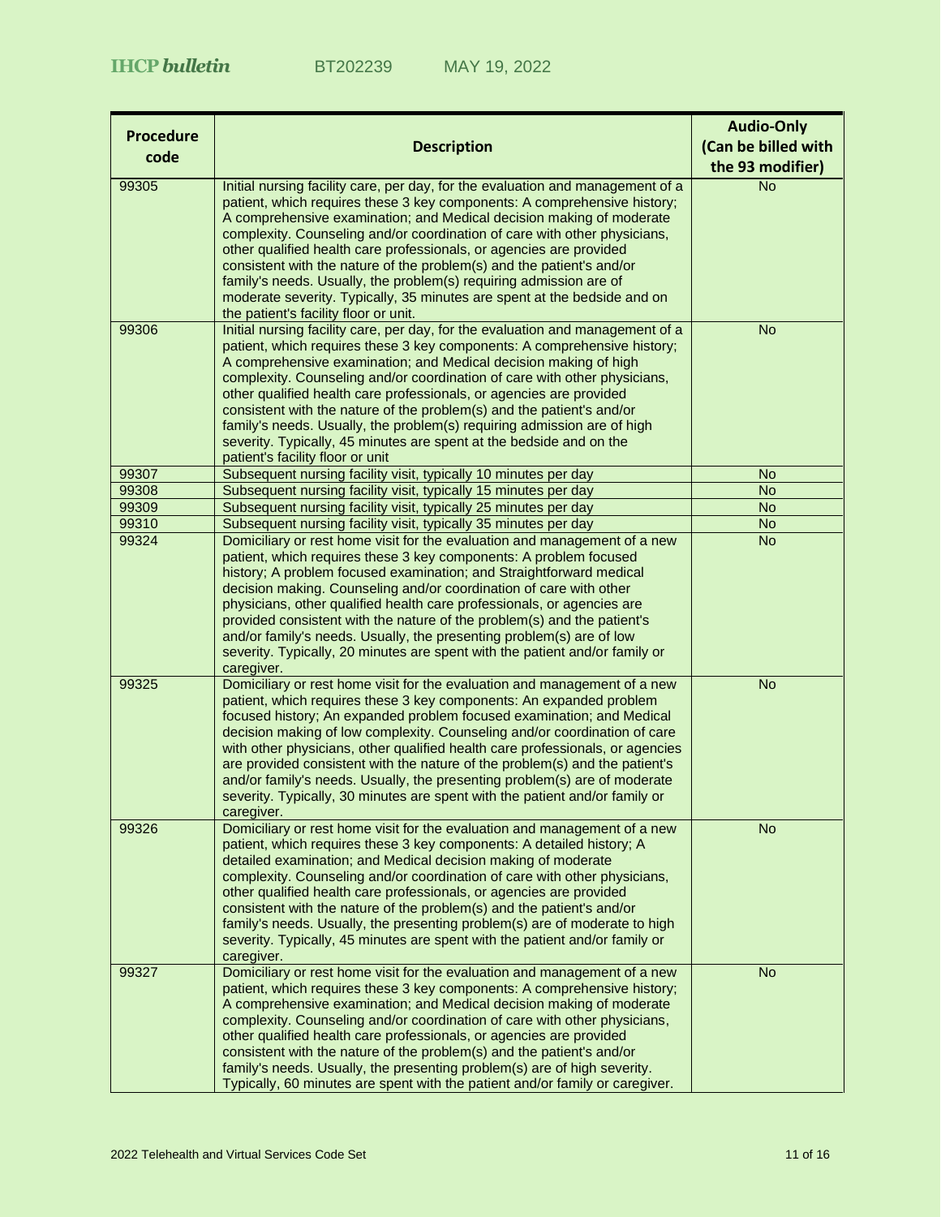| Procedure code | Description | Audio-Only (Can be billed with the 93 modifier) |
|---|---|---|
| 99305 | Initial nursing facility care, per day, for the evaluation and management of a patient, which requires these 3 key components: A comprehensive history; A comprehensive examination; and Medical decision making of moderate complexity. Counseling and/or coordination of care with other physicians, other qualified health care professionals, or agencies are provided consistent with the nature of the problem(s) and the patient's and/or family's needs. Usually, the problem(s) requiring admission are of moderate severity. Typically, 35 minutes are spent at the bedside and on the patient's facility floor or unit. | No |
| 99306 | Initial nursing facility care, per day, for the evaluation and management of a patient, which requires these 3 key components: A comprehensive history; A comprehensive examination; and Medical decision making of high complexity. Counseling and/or coordination of care with other physicians, other qualified health care professionals, or agencies are provided consistent with the nature of the problem(s) and the patient's and/or family's needs. Usually, the problem(s) requiring admission are of high severity. Typically, 45 minutes are spent at the bedside and on the patient's facility floor or unit | No |
| 99307 | Subsequent nursing facility visit, typically 10 minutes per day | No |
| 99308 | Subsequent nursing facility visit, typically 15 minutes per day | No |
| 99309 | Subsequent nursing facility visit, typically 25 minutes per day | No |
| 99310 | Subsequent nursing facility visit, typically 35 minutes per day | No |
| 99324 | Domiciliary or rest home visit for the evaluation and management of a new patient, which requires these 3 key components: A problem focused history; A problem focused examination; and Straightforward medical decision making. Counseling and/or coordination of care with other physicians, other qualified health care professionals, or agencies are provided consistent with the nature of the problem(s) and the patient's and/or family's needs. Usually, the presenting problem(s) are of low severity. Typically, 20 minutes are spent with the patient and/or family or caregiver. | No |
| 99325 | Domiciliary or rest home visit for the evaluation and management of a new patient, which requires these 3 key components: An expanded problem focused history; An expanded problem focused examination; and Medical decision making of low complexity. Counseling and/or coordination of care with other physicians, other qualified health care professionals, or agencies are provided consistent with the nature of the problem(s) and the patient's and/or family's needs. Usually, the presenting problem(s) are of moderate severity. Typically, 30 minutes are spent with the patient and/or family or caregiver. | No |
| 99326 | Domiciliary or rest home visit for the evaluation and management of a new patient, which requires these 3 key components: A detailed history; A detailed examination; and Medical decision making of moderate complexity. Counseling and/or coordination of care with other physicians, other qualified health care professionals, or agencies are provided consistent with the nature of the problem(s) and the patient's and/or family's needs. Usually, the presenting problem(s) are of moderate to high severity. Typically, 45 minutes are spent with the patient and/or family or caregiver. | No |
| 99327 | Domiciliary or rest home visit for the evaluation and management of a new patient, which requires these 3 key components: A comprehensive history; A comprehensive examination; and Medical decision making of moderate complexity. Counseling and/or coordination of care with other physicians, other qualified health care professionals, or agencies are provided consistent with the nature of the problem(s) and the patient's and/or family's needs. Usually, the presenting problem(s) are of high severity. Typically, 60 minutes are spent with the patient and/or family or caregiver. | No |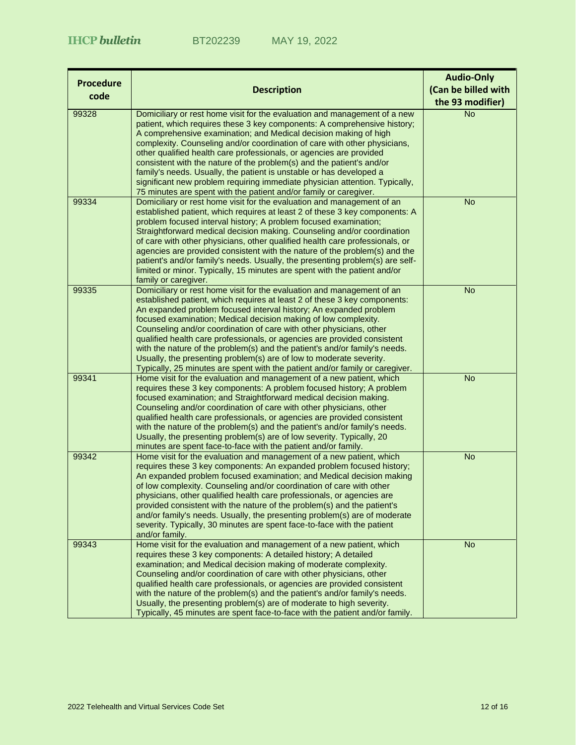| Procedure code | Description | Audio-Only (Can be billed with the 93 modifier) |
|---|---|---|
| 99328 | Domiciliary or rest home visit for the evaluation and management of a new patient, which requires these 3 key components: A comprehensive history; A comprehensive examination; and Medical decision making of high complexity. Counseling and/or coordination of care with other physicians, other qualified health care professionals, or agencies are provided consistent with the nature of the problem(s) and the patient's and/or family's needs. Usually, the patient is unstable or has developed a significant new problem requiring immediate physician attention. Typically, 75 minutes are spent with the patient and/or family or caregiver. | No |
| 99334 | Domiciliary or rest home visit for the evaluation and management of an established patient, which requires at least 2 of these 3 key components: A problem focused interval history; A problem focused examination; Straightforward medical decision making. Counseling and/or coordination of care with other physicians, other qualified health care professionals, or agencies are provided consistent with the nature of the problem(s) and the patient's and/or family's needs. Usually, the presenting problem(s) are self-limited or minor. Typically, 15 minutes are spent with the patient and/or family or caregiver. | No |
| 99335 | Domiciliary or rest home visit for the evaluation and management of an established patient, which requires at least 2 of these 3 key components: An expanded problem focused interval history; An expanded problem focused examination; Medical decision making of low complexity. Counseling and/or coordination of care with other physicians, other qualified health care professionals, or agencies are provided consistent with the nature of the problem(s) and the patient's and/or family's needs. Usually, the presenting problem(s) are of low to moderate severity. Typically, 25 minutes are spent with the patient and/or family or caregiver. | No |
| 99341 | Home visit for the evaluation and management of a new patient, which requires these 3 key components: A problem focused history; A problem focused examination; and Straightforward medical decision making. Counseling and/or coordination of care with other physicians, other qualified health care professionals, or agencies are provided consistent with the nature of the problem(s) and the patient's and/or family's needs. Usually, the presenting problem(s) are of low severity. Typically, 20 minutes are spent face-to-face with the patient and/or family. | No |
| 99342 | Home visit for the evaluation and management of a new patient, which requires these 3 key components: An expanded problem focused history; An expanded problem focused examination; and Medical decision making of low complexity. Counseling and/or coordination of care with other physicians, other qualified health care professionals, or agencies are provided consistent with the nature of the problem(s) and the patient's and/or family's needs. Usually, the presenting problem(s) are of moderate severity. Typically, 30 minutes are spent face-to-face with the patient and/or family. | No |
| 99343 | Home visit for the evaluation and management of a new patient, which requires these 3 key components: A detailed history; A detailed examination; and Medical decision making of moderate complexity. Counseling and/or coordination of care with other physicians, other qualified health care professionals, or agencies are provided consistent with the nature of the problem(s) and the patient's and/or family's needs. Usually, the presenting problem(s) are of moderate to high severity. Typically, 45 minutes are spent face-to-face with the patient and/or family. | No |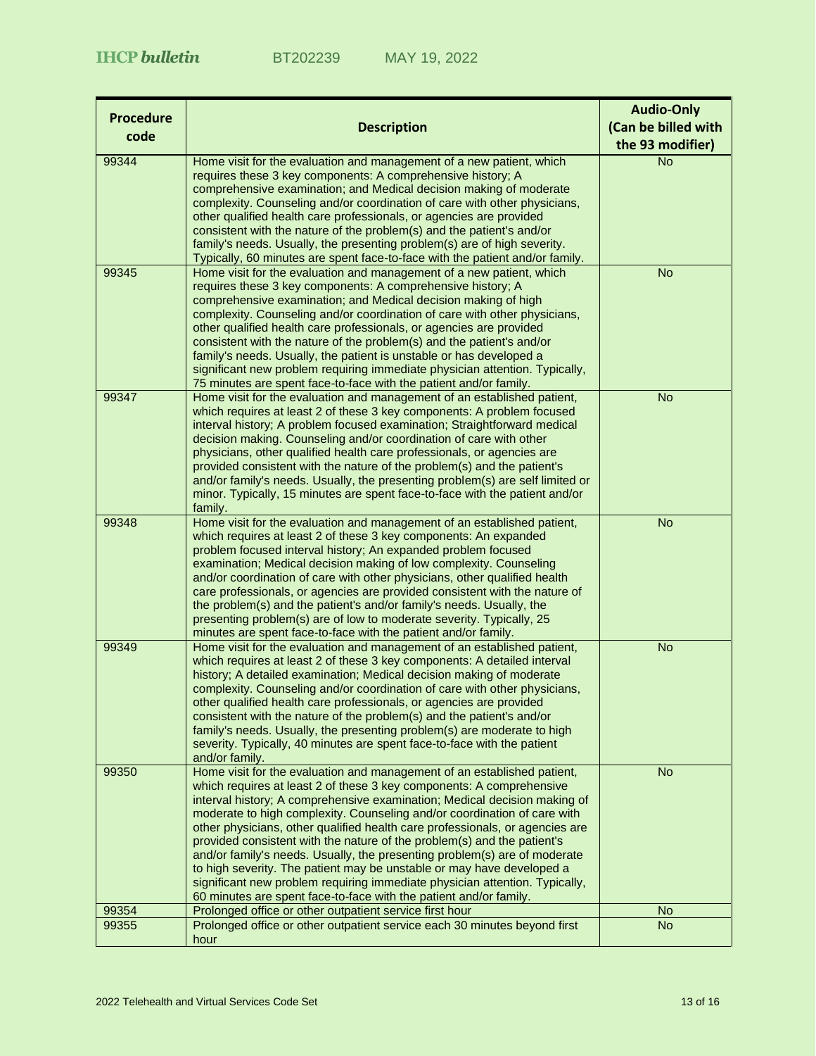| Procedure code | Description | Audio-Only (Can be billed with the 93 modifier) |
|---|---|---|
| 99344 | Home visit for the evaluation and management of a new patient, which requires these 3 key components: A comprehensive history; A comprehensive examination; and Medical decision making of moderate complexity. Counseling and/or coordination of care with other physicians, other qualified health care professionals, or agencies are provided consistent with the nature of the problem(s) and the patient's and/or family's needs. Usually, the presenting problem(s) are of high severity. Typically, 60 minutes are spent face-to-face with the patient and/or family. | No |
| 99345 | Home visit for the evaluation and management of a new patient, which requires these 3 key components: A comprehensive history; A comprehensive examination; and Medical decision making of high complexity. Counseling and/or coordination of care with other physicians, other qualified health care professionals, or agencies are provided consistent with the nature of the problem(s) and the patient's and/or family's needs. Usually, the patient is unstable or has developed a significant new problem requiring immediate physician attention. Typically, 75 minutes are spent face-to-face with the patient and/or family. | No |
| 99347 | Home visit for the evaluation and management of an established patient, which requires at least 2 of these 3 key components: A problem focused interval history; A problem focused examination; Straightforward medical decision making. Counseling and/or coordination of care with other physicians, other qualified health care professionals, or agencies are provided consistent with the nature of the problem(s) and the patient's and/or family's needs. Usually, the presenting problem(s) are self limited or minor. Typically, 15 minutes are spent face-to-face with the patient and/or family. | No |
| 99348 | Home visit for the evaluation and management of an established patient, which requires at least 2 of these 3 key components: An expanded problem focused interval history; An expanded problem focused examination; Medical decision making of low complexity. Counseling and/or coordination of care with other physicians, other qualified health care professionals, or agencies are provided consistent with the nature of the problem(s) and the patient's and/or family's needs. Usually, the presenting problem(s) are of low to moderate severity. Typically, 25 minutes are spent face-to-face with the patient and/or family. | No |
| 99349 | Home visit for the evaluation and management of an established patient, which requires at least 2 of these 3 key components: A detailed interval history; A detailed examination; Medical decision making of moderate complexity. Counseling and/or coordination of care with other physicians, other qualified health care professionals, or agencies are provided consistent with the nature of the problem(s) and the patient's and/or family's needs. Usually, the presenting problem(s) are moderate to high severity. Typically, 40 minutes are spent face-to-face with the patient and/or family. | No |
| 99350 | Home visit for the evaluation and management of an established patient, which requires at least 2 of these 3 key components: A comprehensive interval history; A comprehensive examination; Medical decision making of moderate to high complexity. Counseling and/or coordination of care with other physicians, other qualified health care professionals, or agencies are provided consistent with the nature of the problem(s) and the patient's and/or family's needs. Usually, the presenting problem(s) are of moderate to high severity. The patient may be unstable or may have developed a significant new problem requiring immediate physician attention. Typically, 60 minutes are spent face-to-face with the patient and/or family. | No |
| 99354 | Prolonged office or other outpatient service first hour | No |
| 99355 | Prolonged office or other outpatient service each 30 minutes beyond first hour | No |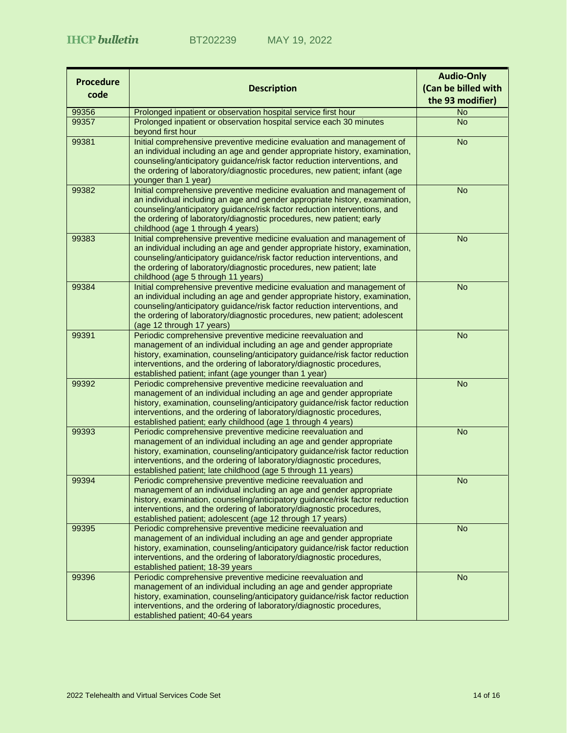| Procedure code | Description | Audio-Only (Can be billed with the 93 modifier) |
|---|---|---|
| 99356 | Prolonged inpatient or observation hospital service first hour | No |
| 99357 | Prolonged inpatient or observation hospital service each 30 minutes beyond first hour | No |
| 99381 | Initial comprehensive preventive medicine evaluation and management of an individual including an age and gender appropriate history, examination, counseling/anticipatory guidance/risk factor reduction interventions, and the ordering of laboratory/diagnostic procedures, new patient; infant (age younger than 1 year) | No |
| 99382 | Initial comprehensive preventive medicine evaluation and management of an individual including an age and gender appropriate history, examination, counseling/anticipatory guidance/risk factor reduction interventions, and the ordering of laboratory/diagnostic procedures, new patient; early childhood (age 1 through 4 years) | No |
| 99383 | Initial comprehensive preventive medicine evaluation and management of an individual including an age and gender appropriate history, examination, counseling/anticipatory guidance/risk factor reduction interventions, and the ordering of laboratory/diagnostic procedures, new patient; late childhood (age 5 through 11 years) | No |
| 99384 | Initial comprehensive preventive medicine evaluation and management of an individual including an age and gender appropriate history, examination, counseling/anticipatory guidance/risk factor reduction interventions, and the ordering of laboratory/diagnostic procedures, new patient; adolescent (age 12 through 17 years) | No |
| 99391 | Periodic comprehensive preventive medicine reevaluation and management of an individual including an age and gender appropriate history, examination, counseling/anticipatory guidance/risk factor reduction interventions, and the ordering of laboratory/diagnostic procedures, established patient; infant (age younger than 1 year) | No |
| 99392 | Periodic comprehensive preventive medicine reevaluation and management of an individual including an age and gender appropriate history, examination, counseling/anticipatory guidance/risk factor reduction interventions, and the ordering of laboratory/diagnostic procedures, established patient; early childhood (age 1 through 4 years) | No |
| 99393 | Periodic comprehensive preventive medicine reevaluation and management of an individual including an age and gender appropriate history, examination, counseling/anticipatory guidance/risk factor reduction interventions, and the ordering of laboratory/diagnostic procedures, established patient; late childhood (age 5 through 11 years) | No |
| 99394 | Periodic comprehensive preventive medicine reevaluation and management of an individual including an age and gender appropriate history, examination, counseling/anticipatory guidance/risk factor reduction interventions, and the ordering of laboratory/diagnostic procedures, established patient; adolescent (age 12 through 17 years) | No |
| 99395 | Periodic comprehensive preventive medicine reevaluation and management of an individual including an age and gender appropriate history, examination, counseling/anticipatory guidance/risk factor reduction interventions, and the ordering of laboratory/diagnostic procedures, established patient; 18-39 years | No |
| 99396 | Periodic comprehensive preventive medicine reevaluation and management of an individual including an age and gender appropriate history, examination, counseling/anticipatory guidance/risk factor reduction interventions, and the ordering of laboratory/diagnostic procedures, established patient; 40-64 years | No |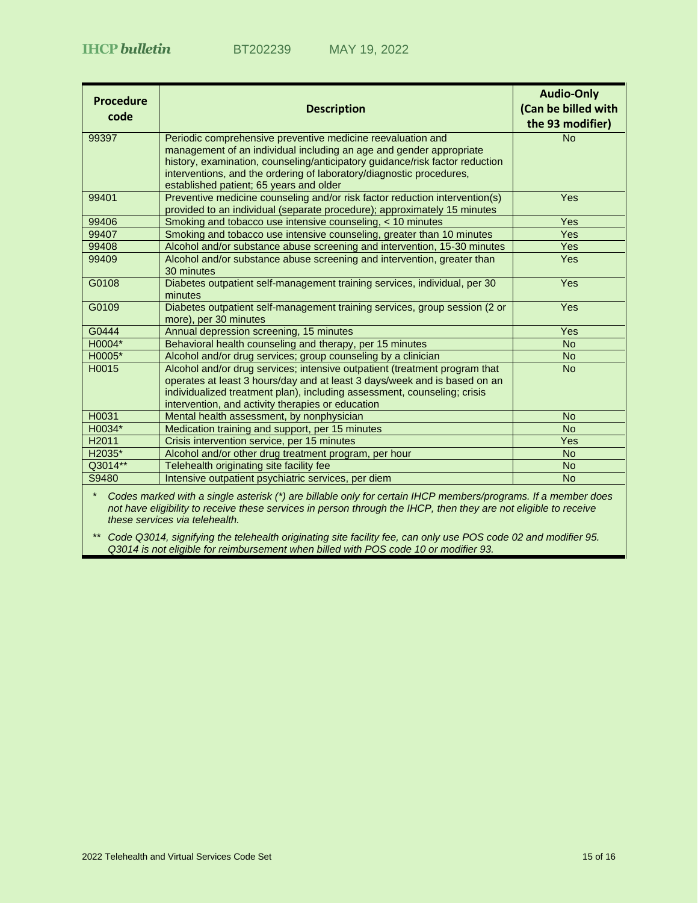| Procedure code | Description | Audio-Only (Can be billed with the 93 modifier) |
|---|---|---|
| 99397 | Periodic comprehensive preventive medicine reevaluation and management of an individual including an age and gender appropriate history, examination, counseling/anticipatory guidance/risk factor reduction interventions, and the ordering of laboratory/diagnostic procedures, established patient; 65 years and older | No |
| 99401 | Preventive medicine counseling and/or risk factor reduction intervention(s) provided to an individual (separate procedure); approximately 15 minutes | Yes |
| 99406 | Smoking and tobacco use intensive counseling, < 10 minutes | Yes |
| 99407 | Smoking and tobacco use intensive counseling, greater than 10 minutes | Yes |
| 99408 | Alcohol and/or substance abuse screening and intervention, 15-30 minutes | Yes |
| 99409 | Alcohol and/or substance abuse screening and intervention, greater than 30 minutes | Yes |
| G0108 | Diabetes outpatient self-management training services, individual, per 30 minutes | Yes |
| G0109 | Diabetes outpatient self-management training services, group session (2 or more), per 30 minutes | Yes |
| G0444 | Annual depression screening, 15 minutes | Yes |
| H0004* | Behavioral health counseling and therapy, per 15 minutes | No |
| H0005* | Alcohol and/or drug services; group counseling by a clinician | No |
| H0015 | Alcohol and/or drug services; intensive outpatient (treatment program that operates at least 3 hours/day and at least 3 days/week and is based on an individualized treatment plan), including assessment, counseling; crisis intervention, and activity therapies or education | No |
| H0031 | Mental health assessment, by nonphysician | No |
| H0034* | Medication training and support, per 15 minutes | No |
| H2011 | Crisis intervention service, per 15 minutes | Yes |
| H2035* | Alcohol and/or other drug treatment program, per hour | No |
| Q3014** | Telehealth originating site facility fee | No |
| S9480 | Intensive outpatient psychiatric services, per diem | No |

\* *Codes marked with a single asterisk (*) are billable only for certain IHCP members/programs. If a member does not have eligibility to receive these services in person through the IHCP, then they are not eligible to receive these services via telehealth.*

\*\* *Code Q3014, signifying the telehealth originating site facility fee, can only use POS code 02 and modifier 95. Q3014 is not eligible for reimbursement when billed with POS code 10 or modifier 93.*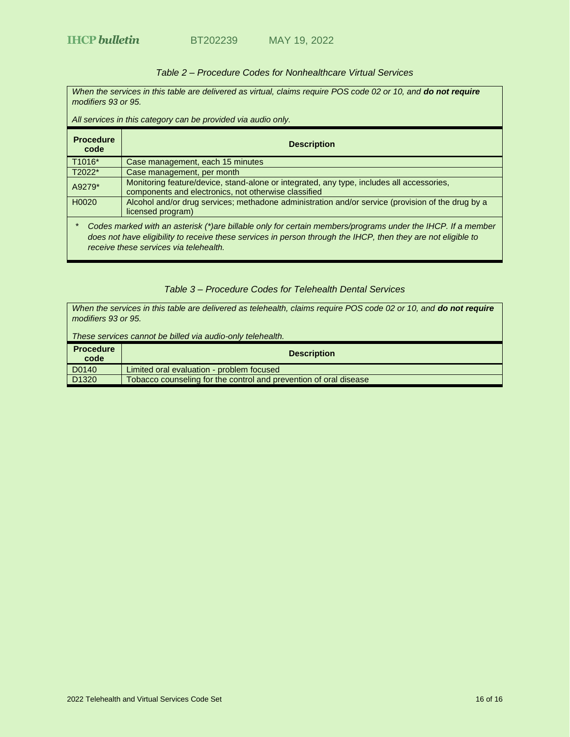*Table 2 – Procedure Codes for Nonhealthcare Virtual Services*

*When the services in this table are delivered as virtual, claims require POS code 02 or 10, and* ***do not require*** *modifiers 93 or 95.*

*All services in this category can be provided via audio only.*

| Procedure code | Description |
|---|---|
| T1016* | Case management, each 15 minutes |
| T2022* | Case management, per month |
| A9279* | Monitoring feature/device, stand-alone or integrated, any type, includes all accessories, components and electronics, not otherwise classified |
| H0020 | Alcohol and/or drug services; methadone administration and/or service (provision of the drug by a licensed program) |

\* *Codes marked with an asterisk (*)are billable only for certain members/programs under the IHCP. If a member does not have eligibility to receive these services in person through the IHCP, then they are not eligible to receive these services via telehealth.*

*Table 3 – Procedure Codes for Telehealth Dental Services*

*When the services in this table are delivered as telehealth, claims require POS code 02 or 10, and* ***do not require*** *modifiers 93 or 95.*

*These services cannot be billed via audio-only telehealth.*

| Procedure code | Description |
|---|---|
| D0140 | Limited oral evaluation - problem focused |
| D1320 | Tobacco counseling for the control and prevention of oral disease |